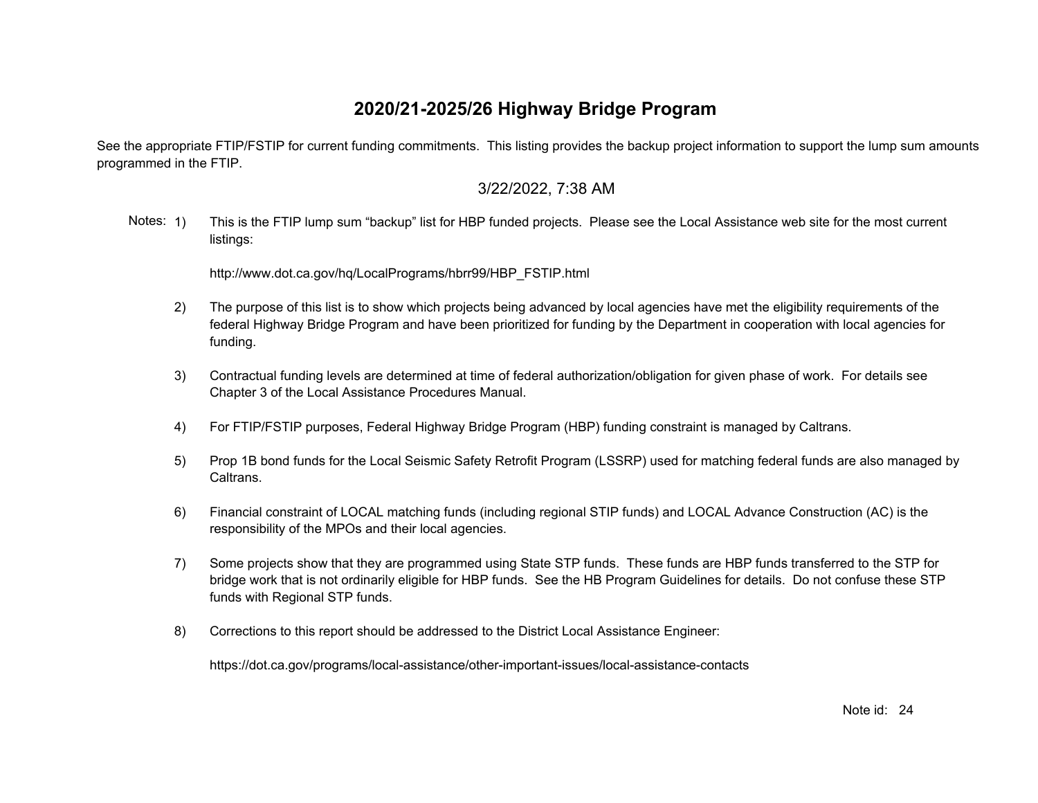# 2020/21-2025/26 Highway Bridge Program

See the appropriate FTIP/FSTIP for current funding commitments. This listing provides the backup project information to support the lump sum amounts programmed in the FTIP.

3/22/2022, 7:38 AM

Notes:

1) This is the FTIP lump sum “backup” list for HBP funded projects. Please see the Local Assistance web site for the most current listings:

   http://www.dot.ca.gov/hq/LocalPrograms/hbrr99/HBP_FSTIP.html

2) The purpose of this list is to show which projects being advanced by local agencies have met the eligibility requirements of the federal Highway Bridge Program and have been prioritized for funding by the Department in cooperation with local agencies for funding.

3) Contractual funding levels are determined at time of federal authorization/obligation for given phase of work. For details see Chapter 3 of the Local Assistance Procedures Manual.

4) For FTIP/FSTIP purposes, Federal Highway Bridge Program (HBP) funding constraint is managed by Caltrans.

5) Prop 1B bond funds for the Local Seismic Safety Retrofit Program (LSSRP) used for matching federal funds are also managed by Caltrans.

6) Financial constraint of LOCAL matching funds (including regional STIP funds) and LOCAL Advance Construction (AC) is the responsibility of the MPOs and their local agencies.

7) Some projects show that they are programmed using State STP funds. These funds are HBP funds transferred to the STP for bridge work that is not ordinarily eligible for HBP funds. See the HB Program Guidelines for details. Do not confuse these STP funds with Regional STP funds.

8) Corrections to this report should be addressed to the District Local Assistance Engineer:

   https://dot.ca.gov/programs/local-assistance/other-important-issues/local-assistance-contacts

Note id: 24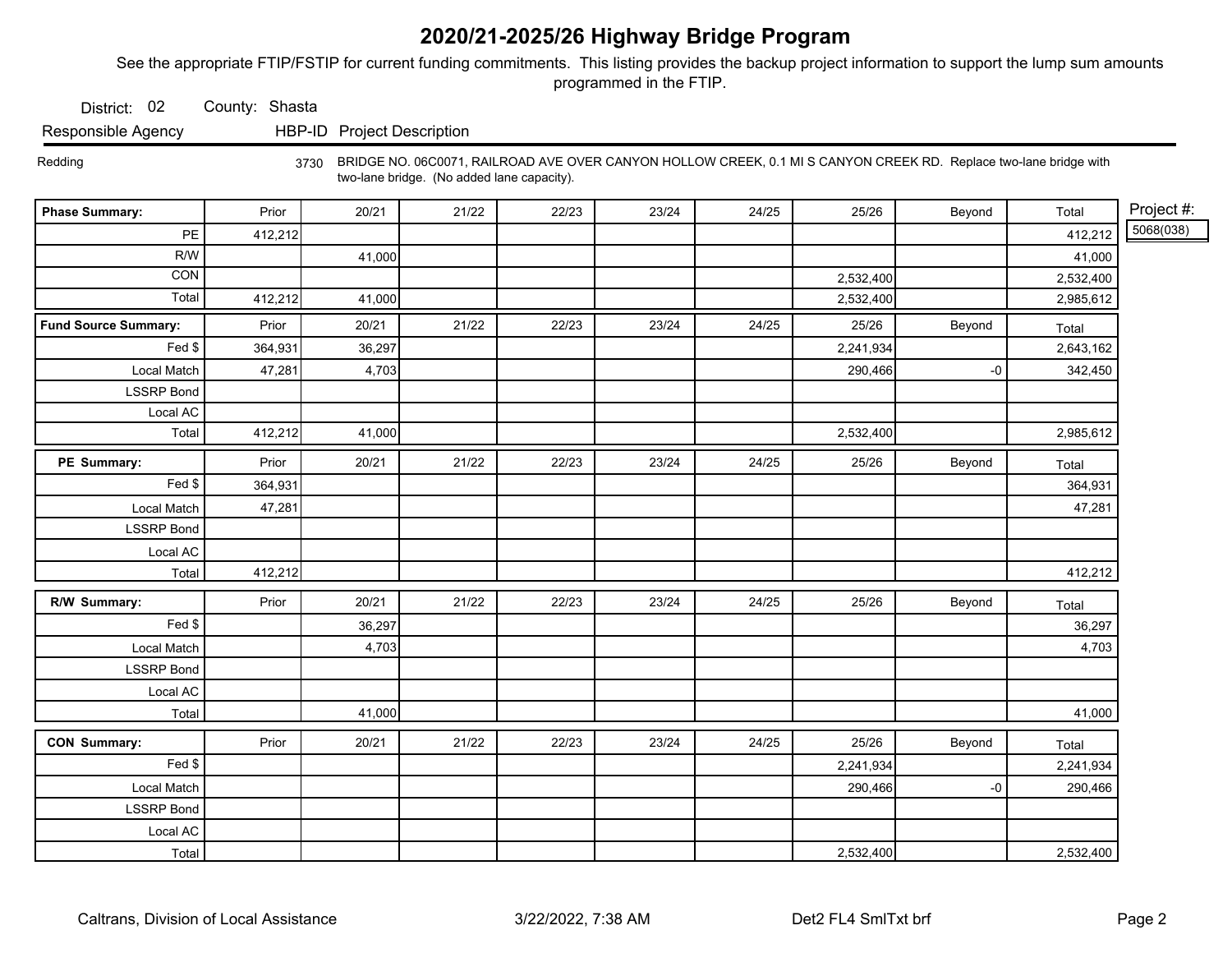# 2020/21-2025/26 Highway Bridge Program

See the appropriate FTIP/FSTIP for current funding commitments. This listing provides the backup project information to support the lump sum amounts programmed in the FTIP.

District: 02 County: Shasta

Responsible Agency HBP-ID Project Description

Redding 3730 BRIDGE NO. 06C0071, RAILROAD AVE OVER CANYON HOLLOW CREEK, 0.1 MI S CANYON CREEK RD. Replace two-lane bridge with two-lane bridge. (No added lane capacity).

Project #: 5068(038)

| Phase Summary: | Prior | 20/21 | 21/22 | 22/23 | 23/24 | 24/25 | 25/26 | Beyond | Total |
|---|---|---|---|---|---|---|---|---|---|
| PE | 412,212 | | | | | | | | 412,212 |
| R/W | | 41,000 | | | | | | | 41,000 |
| CON | | | | | | | 2,532,400 | | 2,532,400 |
| Total | 412,212 | 41,000 | | | | | 2,532,400 | | 2,985,612 |

| Fund Source Summary: | Prior | 20/21 | 21/22 | 22/23 | 23/24 | 24/25 | 25/26 | Beyond | Total |
|---|---|---|---|---|---|---|---|---|---|
| Fed $ | 364,931 | 36,297 | | | | | 2,241,934 | | 2,643,162 |
| Local Match | 47,281 | 4,703 | | | | | 290,466 | -0 | 342,450 |
| LSSRP Bond | | | | | | | | | |
| Local AC | | | | | | | | | |
| Total | 412,212 | 41,000 | | | | | 2,532,400 | | 2,985,612 |

| PE Summary: | Prior | 20/21 | 21/22 | 22/23 | 23/24 | 24/25 | 25/26 | Beyond | Total |
|---|---|---|---|---|---|---|---|---|---|
| Fed $ | 364,931 | | | | | | | | 364,931 |
| Local Match | 47,281 | | | | | | | | 47,281 |
| LSSRP Bond | | | | | | | | | |
| Local AC | | | | | | | | | |
| Total | 412,212 | | | | | | | | 412,212 |

| R/W Summary: | Prior | 20/21 | 21/22 | 22/23 | 23/24 | 24/25 | 25/26 | Beyond | Total |
|---|---|---|---|---|---|---|---|---|---|
| Fed $ | | 36,297 | | | | | | | 36,297 |
| Local Match | | 4,703 | | | | | | | 4,703 |
| LSSRP Bond | | | | | | | | | |
| Local AC | | | | | | | | | |
| Total | | 41,000 | | | | | | | 41,000 |

| CON Summary: | Prior | 20/21 | 21/22 | 22/23 | 23/24 | 24/25 | 25/26 | Beyond | Total |
|---|---|---|---|---|---|---|---|---|---|
| Fed $ | | | | | | | 2,241,934 | | 2,241,934 |
| Local Match | | | | | | | 290,466 | -0 | 290,466 |
| LSSRP Bond | | | | | | | | | |
| Local AC | | | | | | | | | |
| Total | | | | | | | 2,532,400 | | 2,532,400 |

Caltrans, Division of Local Assistance 3/22/2022, 7:38 AM Det2 FL4 SmlTxt brf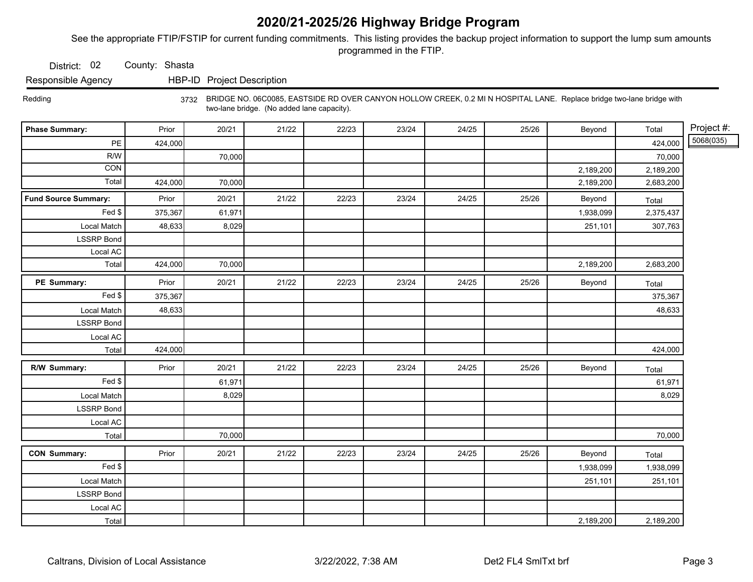# 2020/21-2025/26 Highway Bridge Program

See the appropriate FTIP/FSTIP for current funding commitments. This listing provides the backup project information to support the lump sum amounts programmed in the FTIP.

District: 02 County: Shasta

| Responsible Agency | HBP-ID | Project Description |
|---|---|---|
| Redding | 3732 | BRIDGE NO. 06C0085, EASTSIDE RD OVER CANYON HOLLOW CREEK, 0.2 MI N HOSPITAL LANE. Replace bridge two-lane bridge with two-lane bridge. (No added lane capacity). |

Project #: 5068(035)

| Phase Summary: | Prior | 20/21 | 21/22 | 22/23 | 23/24 | 24/25 | 25/26 | Beyond | Total |
|---|---|---|---|---|---|---|---|---|---|
| PE | 424,000 | | | | | | | | 424,000 |
| R/W | | 70,000 | | | | | | | 70,000 |
| CON | | | | | | | | 2,189,200 | 2,189,200 |
| Total | 424,000 | 70,000 | | | | | | 2,189,200 | 2,683,200 |

| Fund Source Summary: | Prior | 20/21 | 21/22 | 22/23 | 23/24 | 24/25 | 25/26 | Beyond | Total |
|---|---|---|---|---|---|---|---|---|---|
| Fed $ | 375,367 | 61,971 | | | | | | 1,938,099 | 2,375,437 |
| Local Match | 48,633 | 8,029 | | | | | | 251,101 | 307,763 |
| LSSRP Bond | | | | | | | | | |
| Local AC | | | | | | | | | |
| Total | 424,000 | 70,000 | | | | | | 2,189,200 | 2,683,200 |

| PE Summary: | Prior | 20/21 | 21/22 | 22/23 | 23/24 | 24/25 | 25/26 | Beyond | Total |
|---|---|---|---|---|---|---|---|---|---|
| Fed $ | 375,367 | | | | | | | | 375,367 |
| Local Match | 48,633 | | | | | | | | 48,633 |
| LSSRP Bond | | | | | | | | | |
| Local AC | | | | | | | | | |
| Total | 424,000 | | | | | | | | 424,000 |

| R/W Summary: | Prior | 20/21 | 21/22 | 22/23 | 23/24 | 24/25 | 25/26 | Beyond | Total |
|---|---|---|---|---|---|---|---|---|---|
| Fed $ | | 61,971 | | | | | | | 61,971 |
| Local Match | | 8,029 | | | | | | | 8,029 |
| LSSRP Bond | | | | | | | | | |
| Local AC | | | | | | | | | |
| Total | | 70,000 | | | | | | | 70,000 |

| CON Summary: | Prior | 20/21 | 21/22 | 22/23 | 23/24 | 24/25 | 25/26 | Beyond | Total |
|---|---|---|---|---|---|---|---|---|---|
| Fed $ | | | | | | | | 1,938,099 | 1,938,099 |
| Local Match | | | | | | | | 251,101 | 251,101 |
| LSSRP Bond | | | | | | | | | |
| Local AC | | | | | | | | | |
| Total | | | | | | | | 2,189,200 | 2,189,200 |

Caltrans, Division of Local Assistance 3/22/2022, 7:38 AM Det2 FL4 SmlTxt brf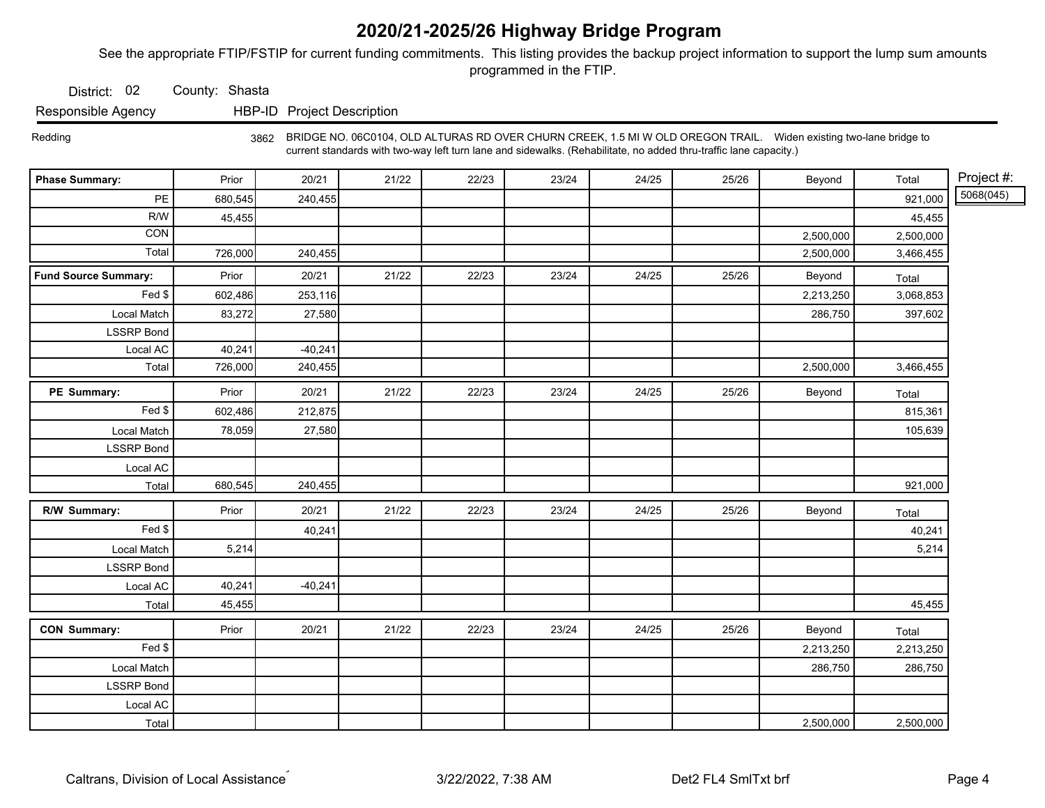# 2020/21-2025/26 Highway Bridge Program

See the appropriate FTIP/FSTIP for current funding commitments. This listing provides the backup project information to support the lump sum amounts programmed in the FTIP.

District: 02 County: Shasta

| Responsible Agency | HBP-ID | Project Description |
|---|---|---|
| Redding | 3862 | BRIDGE NO. 06C0104, OLD ALTURAS RD OVER CHURN CREEK, 1.5 MI W OLD OREGON TRAIL. Widen existing two-lane bridge to current standards with two-way left turn lane and sidewalks. (Rehabilitate, no added thru-traffic lane capacity.) |

Project #: 5068(045)

| Phase Summary: | Prior | 20/21 | 21/22 | 22/23 | 23/24 | 24/25 | 25/26 | Beyond | Total |
|---|---|---|---|---|---|---|---|---|---|
| PE | 680,545 | 240,455 | | | | | | | 921,000 |
| R/W | 45,455 | | | | | | | | 45,455 |
| CON | | | | | | | | 2,500,000 | 2,500,000 |
| Total | 726,000 | 240,455 | | | | | | 2,500,000 | 3,466,455 |

| Fund Source Summary: | Prior | 20/21 | 21/22 | 22/23 | 23/24 | 24/25 | 25/26 | Beyond | Total |
|---|---|---|---|---|---|---|---|---|---|
| Fed $ | 602,486 | 253,116 | | | | | | 2,213,250 | 3,068,853 |
| Local Match | 83,272 | 27,580 | | | | | | 286,750 | 397,602 |
| LSSRP Bond | | | | | | | | | |
| Local AC | 40,241 | -40,241 | | | | | | | |
| Total | 726,000 | 240,455 | | | | | | 2,500,000 | 3,466,455 |

| PE Summary: | Prior | 20/21 | 21/22 | 22/23 | 23/24 | 24/25 | 25/26 | Beyond | Total |
|---|---|---|---|---|---|---|---|---|---|
| Fed $ | 602,486 | 212,875 | | | | | | | 815,361 |
| Local Match | 78,059 | 27,580 | | | | | | | 105,639 |
| LSSRP Bond | | | | | | | | | |
| Local AC | | | | | | | | | |
| Total | 680,545 | 240,455 | | | | | | | 921,000 |

| R/W Summary: | Prior | 20/21 | 21/22 | 22/23 | 23/24 | 24/25 | 25/26 | Beyond | Total |
|---|---|---|---|---|---|---|---|---|---|
| Fed $ | | 40,241 | | | | | | | 40,241 |
| Local Match | 5,214 | | | | | | | | 5,214 |
| LSSRP Bond | | | | | | | | | |
| Local AC | 40,241 | -40,241 | | | | | | | |
| Total | 45,455 | | | | | | | | 45,455 |

| CON Summary: | Prior | 20/21 | 21/22 | 22/23 | 23/24 | 24/25 | 25/26 | Beyond | Total |
|---|---|---|---|---|---|---|---|---|---|
| Fed $ | | | | | | | | 2,213,250 | 2,213,250 |
| Local Match | | | | | | | | 286,750 | 286,750 |
| LSSRP Bond | | | | | | | | | |
| Local AC | | | | | | | | | |
| Total | | | | | | | | 2,500,000 | 2,500,000 |

Caltrans, Division of Local Assistance 3/22/2022, 7:38 AM Det2 FL4 SmlTxt brf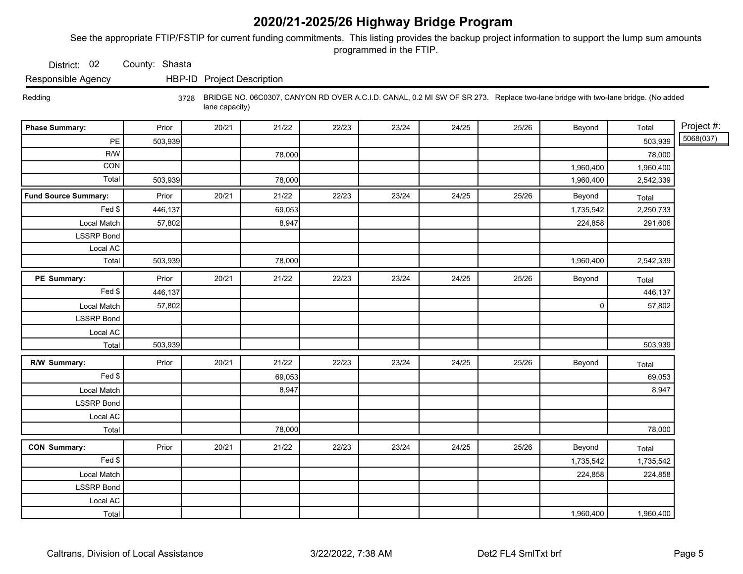# 2020/21-2025/26 Highway Bridge Program

See the appropriate FTIP/FSTIP for current funding commitments. This listing provides the backup project information to support the lump sum amounts programmed in the FTIP.

District: 02 County: Shasta

| Responsible Agency | HBP-ID | Project Description |
|---|---|---|
| Redding | 3728 | BRIDGE NO. 06C0307, CANYON RD OVER A.C.I.D. CANAL, 0.2 MI SW OF SR 273. Replace two-lane bridge with two-lane bridge. (No added lane capacity) |

Project #: 5068(037)

| Phase Summary: | Prior | 20/21 | 21/22 | 22/23 | 23/24 | 24/25 | 25/26 | Beyond | Total |
|---|---|---|---|---|---|---|---|---|---|
| PE | 503,939 | | | | | | | | 503,939 |
| R/W | | | 78,000 | | | | | | 78,000 |
| CON | | | | | | | | 1,960,400 | 1,960,400 |
| Total | 503,939 | | 78,000 | | | | | 1,960,400 | 2,542,339 |

| Fund Source Summary: | Prior | 20/21 | 21/22 | 22/23 | 23/24 | 24/25 | 25/26 | Beyond | Total |
|---|---|---|---|---|---|---|---|---|---|
| Fed $ | 446,137 | | 69,053 | | | | | 1,735,542 | 2,250,733 |
| Local Match | 57,802 | | 8,947 | | | | | 224,858 | 291,606 |
| LSSRP Bond | | | | | | | | | |
| Local AC | | | | | | | | | |
| Total | 503,939 | | 78,000 | | | | | 1,960,400 | 2,542,339 |

| PE Summary: | Prior | 20/21 | 21/22 | 22/23 | 23/24 | 24/25 | 25/26 | Beyond | Total |
|---|---|---|---|---|---|---|---|---|---|
| Fed $ | 446,137 | | | | | | | | 446,137 |
| Local Match | 57,802 | | | | | | | 0 | 57,802 |
| LSSRP Bond | | | | | | | | | |
| Local AC | | | | | | | | | |
| Total | 503,939 | | | | | | | | 503,939 |

| R/W Summary: | Prior | 20/21 | 21/22 | 22/23 | 23/24 | 24/25 | 25/26 | Beyond | Total |
|---|---|---|---|---|---|---|---|---|---|
| Fed $ | | | 69,053 | | | | | | 69,053 |
| Local Match | | | 8,947 | | | | | | 8,947 |
| LSSRP Bond | | | | | | | | | |
| Local AC | | | | | | | | | |
| Total | | | 78,000 | | | | | | 78,000 |

| CON Summary: | Prior | 20/21 | 21/22 | 22/23 | 23/24 | 24/25 | 25/26 | Beyond | Total |
|---|---|---|---|---|---|---|---|---|---|
| Fed $ | | | | | | | | 1,735,542 | 1,735,542 |
| Local Match | | | | | | | | 224,858 | 224,858 |
| LSSRP Bond | | | | | | | | | |
| Local AC | | | | | | | | | |
| Total | | | | | | | | 1,960,400 | 1,960,400 |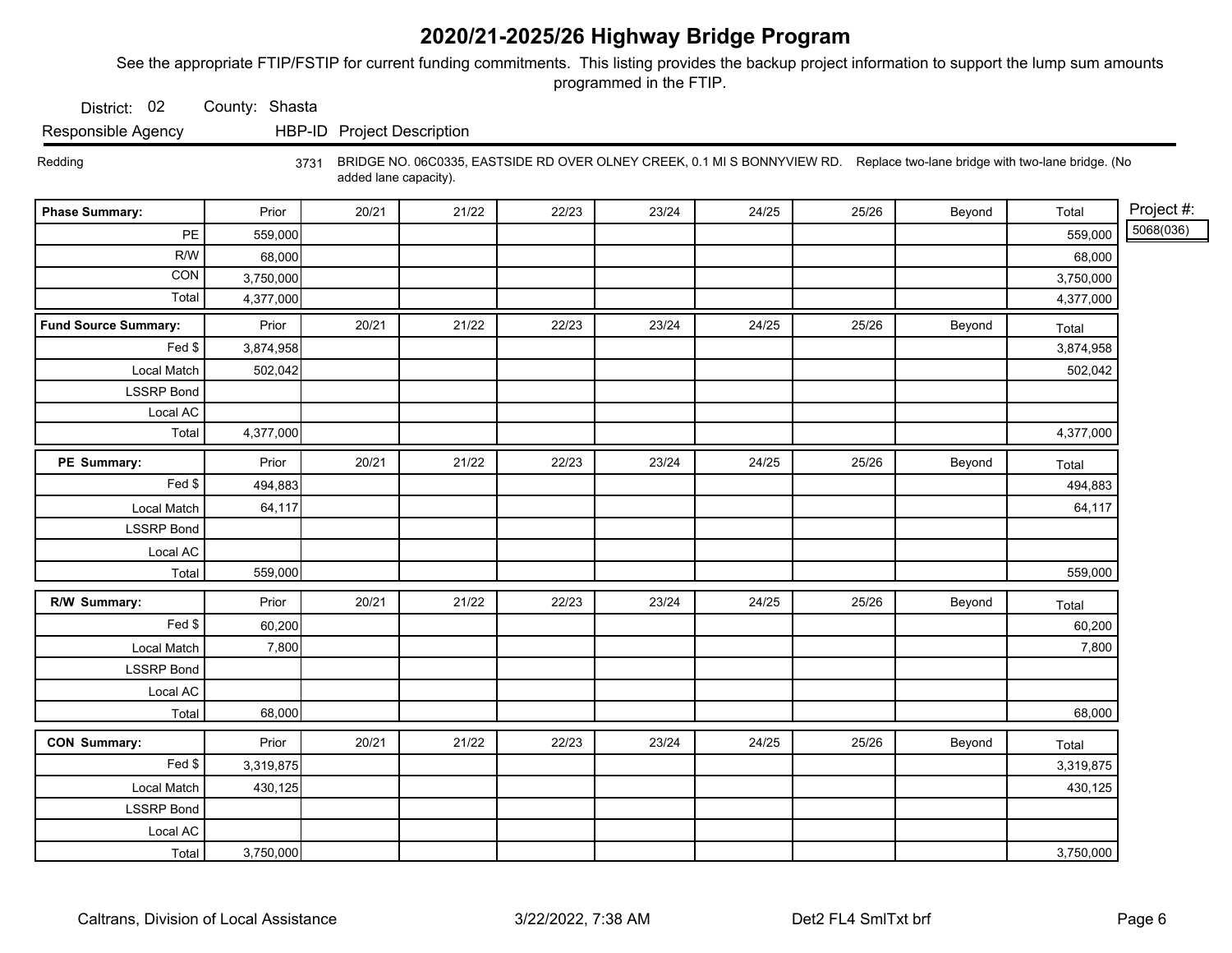# 2020/21-2025/26 Highway Bridge Program

See the appropriate FTIP/FSTIP for current funding commitments. This listing provides the backup project information to support the lump sum amounts programmed in the FTIP.

District: 02 County: Shasta

| Responsible Agency | HBP-ID | Project Description |
|---|---|---|
| Redding | 3731 | BRIDGE NO. 06C0335, EASTSIDE RD OVER OLNEY CREEK, 0.1 MI S BONNYVIEW RD. Replace two-lane bridge with two-lane bridge. (No added lane capacity). |

Project #: 5068(036)

| Phase Summary: | Prior | 20/21 | 21/22 | 22/23 | 23/24 | 24/25 | 25/26 | Beyond | Total |
|---|---|---|---|---|---|---|---|---|---|
| PE | 559,000 | | | | | | | | 559,000 |
| R/W | 68,000 | | | | | | | | 68,000 |
| CON | 3,750,000 | | | | | | | | 3,750,000 |
| Total | 4,377,000 | | | | | | | | 4,377,000 |

| Fund Source Summary: | Prior | 20/21 | 21/22 | 22/23 | 23/24 | 24/25 | 25/26 | Beyond | Total |
|---|---|---|---|---|---|---|---|---|---|
| Fed $ | 3,874,958 | | | | | | | | 3,874,958 |
| Local Match | 502,042 | | | | | | | | 502,042 |
| LSSRP Bond | | | | | | | | | |
| Local AC | | | | | | | | | |
| Total | 4,377,000 | | | | | | | | 4,377,000 |

| PE Summary: | Prior | 20/21 | 21/22 | 22/23 | 23/24 | 24/25 | 25/26 | Beyond | Total |
|---|---|---|---|---|---|---|---|---|---|
| Fed $ | 494,883 | | | | | | | | 494,883 |
| Local Match | 64,117 | | | | | | | | 64,117 |
| LSSRP Bond | | | | | | | | | |
| Local AC | | | | | | | | | |
| Total | 559,000 | | | | | | | | 559,000 |

| R/W Summary: | Prior | 20/21 | 21/22 | 22/23 | 23/24 | 24/25 | 25/26 | Beyond | Total |
|---|---|---|---|---|---|---|---|---|---|
| Fed $ | 60,200 | | | | | | | | 60,200 |
| Local Match | 7,800 | | | | | | | | 7,800 |
| LSSRP Bond | | | | | | | | | |
| Local AC | | | | | | | | | |
| Total | 68,000 | | | | | | | | 68,000 |

| CON Summary: | Prior | 20/21 | 21/22 | 22/23 | 23/24 | 24/25 | 25/26 | Beyond | Total |
|---|---|---|---|---|---|---|---|---|---|
| Fed $ | 3,319,875 | | | | | | | | 3,319,875 |
| Local Match | 430,125 | | | | | | | | 430,125 |
| LSSRP Bond | | | | | | | | | |
| Local AC | | | | | | | | | |
| Total | 3,750,000 | | | | | | | | 3,750,000 |

Caltrans, Division of Local Assistance 3/22/2022, 7:38 AM Det2 FL4 SmlTxt brf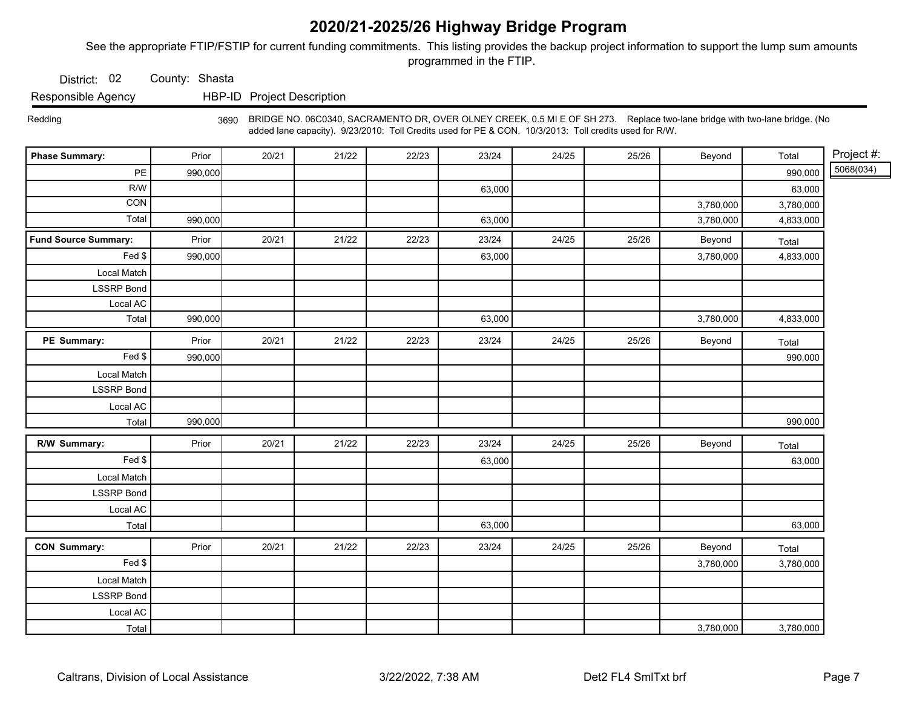# 2020/21-2025/26 Highway Bridge Program

See the appropriate FTIP/FSTIP for current funding commitments. This listing provides the backup project information to support the lump sum amounts programmed in the FTIP.

District: 02 County: Shasta

| Responsible Agency | HBP-ID | Project Description |
|---|---|---|
| Redding | 3690 | BRIDGE NO. 06C0340, SACRAMENTO DR, OVER OLNEY CREEK, 0.5 MI E OF SH 273. Replace two-lane bridge with two-lane bridge. (No added lane capacity). 9/23/2010: Toll Credits used for PE & CON. 10/3/2013: Toll credits used for R/W. |

Project #: 5068(034)

| Phase Summary: | Prior | 20/21 | 21/22 | 22/23 | 23/24 | 24/25 | 25/26 | Beyond | Total |
|---|---|---|---|---|---|---|---|---|---|
| PE | 990,000 | | | | | | | | 990,000 |
| R/W | | | | | 63,000 | | | | 63,000 |
| CON | | | | | | | | 3,780,000 | 3,780,000 |
| Total | 990,000 | | | | 63,000 | | | 3,780,000 | 4,833,000 |

| Fund Source Summary: | Prior | 20/21 | 21/22 | 22/23 | 23/24 | 24/25 | 25/26 | Beyond | Total |
|---|---|---|---|---|---|---|---|---|---|
| Fed $ | 990,000 | | | | 63,000 | | | 3,780,000 | 4,833,000 |
| Local Match | | | | | | | | | |
| LSSRP Bond | | | | | | | | | |
| Local AC | | | | | | | | | |
| Total | 990,000 | | | | 63,000 | | | 3,780,000 | 4,833,000 |

| PE Summary: | Prior | 20/21 | 21/22 | 22/23 | 23/24 | 24/25 | 25/26 | Beyond | Total |
|---|---|---|---|---|---|---|---|---|---|
| Fed $ | 990,000 | | | | | | | | 990,000 |
| Local Match | | | | | | | | | |
| LSSRP Bond | | | | | | | | | |
| Local AC | | | | | | | | | |
| Total | 990,000 | | | | | | | | 990,000 |

| R/W Summary: | Prior | 20/21 | 21/22 | 22/23 | 23/24 | 24/25 | 25/26 | Beyond | Total |
|---|---|---|---|---|---|---|---|---|---|
| Fed $ | | | | | 63,000 | | | | 63,000 |
| Local Match | | | | | | | | | |
| LSSRP Bond | | | | | | | | | |
| Local AC | | | | | | | | | |
| Total | | | | | 63,000 | | | | 63,000 |

| CON Summary: | Prior | 20/21 | 21/22 | 22/23 | 23/24 | 24/25 | 25/26 | Beyond | Total |
|---|---|---|---|---|---|---|---|---|---|
| Fed $ | | | | | | | | 3,780,000 | 3,780,000 |
| Local Match | | | | | | | | | |
| LSSRP Bond | | | | | | | | | |
| Local AC | | | | | | | | | |
| Total | | | | | | | | 3,780,000 | 3,780,000 |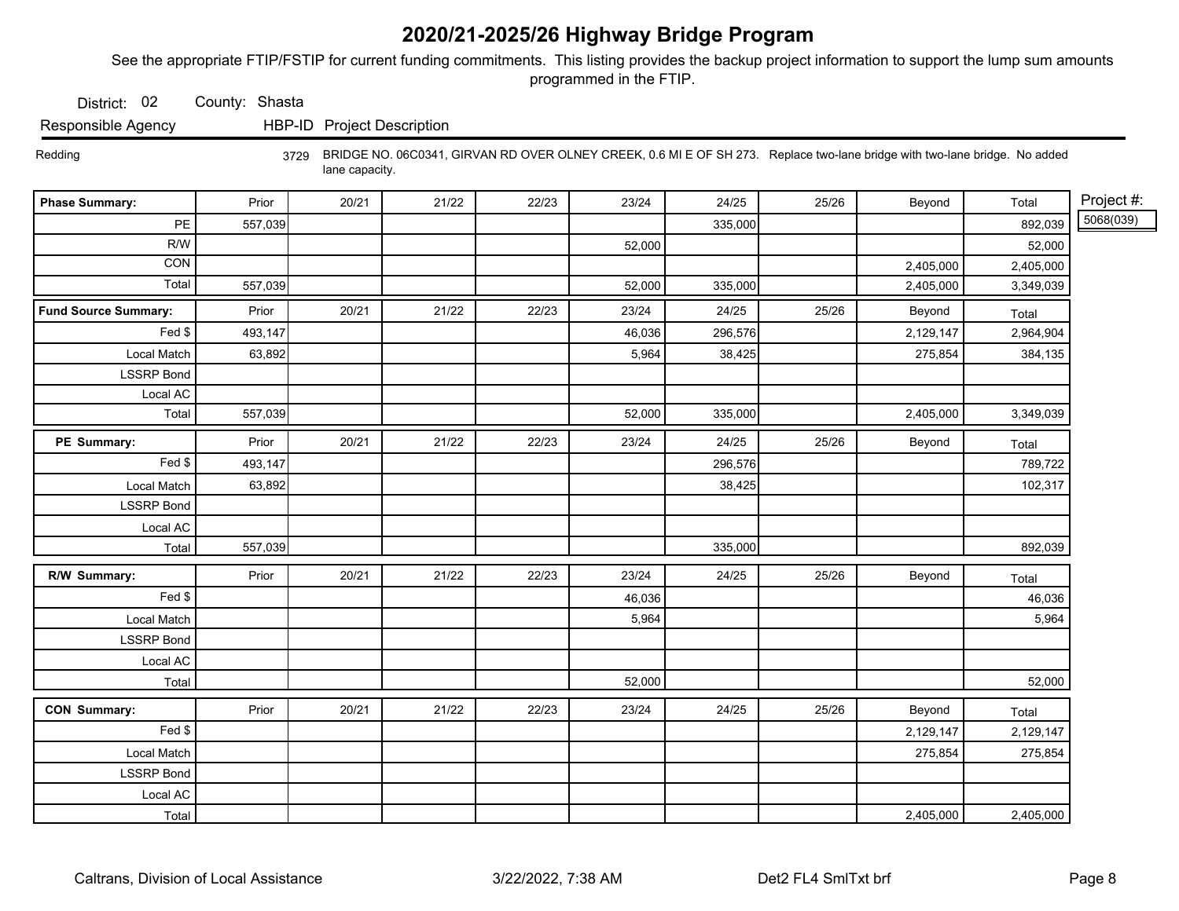# 2020/21-2025/26 Highway Bridge Program

See the appropriate FTIP/FSTIP for current funding commitments. This listing provides the backup project information to support the lump sum amounts programmed in the FTIP.

District: 02 County: Shasta

| Responsible Agency | HBP-ID | Project Description |
|---|---|---|
| Redding | 3729 | BRIDGE NO. 06C0341, GIRVAN RD OVER OLNEY CREEK, 0.6 MI E OF SH 273. Replace two-lane bridge with two-lane bridge. No added lane capacity. |

Project #: 5068(039)

| Phase Summary: | Prior | 20/21 | 21/22 | 22/23 | 23/24 | 24/25 | 25/26 | Beyond | Total |
|---|---|---|---|---|---|---|---|---|---|
| PE | 557,039 | | | | | 335,000 | | | 892,039 |
| R/W | | | | | 52,000 | | | | 52,000 |
| CON | | | | | | | | 2,405,000 | 2,405,000 |
| Total | 557,039 | | | | 52,000 | 335,000 | | 2,405,000 | 3,349,039 |

| Fund Source Summary: | Prior | 20/21 | 21/22 | 22/23 | 23/24 | 24/25 | 25/26 | Beyond | Total |
|---|---|---|---|---|---|---|---|---|---|
| Fed $ | 493,147 | | | | 46,036 | 296,576 | | 2,129,147 | 2,964,904 |
| Local Match | 63,892 | | | | 5,964 | 38,425 | | 275,854 | 384,135 |
| LSSRP Bond | | | | | | | | | |
| Local AC | | | | | | | | | |
| Total | 557,039 | | | | 52,000 | 335,000 | | 2,405,000 | 3,349,039 |

| PE Summary: | Prior | 20/21 | 21/22 | 22/23 | 23/24 | 24/25 | 25/26 | Beyond | Total |
|---|---|---|---|---|---|---|---|---|---|
| Fed $ | 493,147 | | | | | 296,576 | | | 789,722 |
| Local Match | 63,892 | | | | | 38,425 | | | 102,317 |
| LSSRP Bond | | | | | | | | | |
| Local AC | | | | | | | | | |
| Total | 557,039 | | | | | 335,000 | | | 892,039 |

| R/W Summary: | Prior | 20/21 | 21/22 | 22/23 | 23/24 | 24/25 | 25/26 | Beyond | Total |
|---|---|---|---|---|---|---|---|---|---|
| Fed $ | | | | | 46,036 | | | | 46,036 |
| Local Match | | | | | 5,964 | | | | 5,964 |
| LSSRP Bond | | | | | | | | | |
| Local AC | | | | | | | | | |
| Total | | | | | 52,000 | | | | 52,000 |

| CON Summary: | Prior | 20/21 | 21/22 | 22/23 | 23/24 | 24/25 | 25/26 | Beyond | Total |
|---|---|---|---|---|---|---|---|---|---|
| Fed $ | | | | | | | | 2,129,147 | 2,129,147 |
| Local Match | | | | | | | | 275,854 | 275,854 |
| LSSRP Bond | | | | | | | | | |
| Local AC | | | | | | | | | |
| Total | | | | | | | | 2,405,000 | 2,405,000 |

Caltrans, Division of Local Assistance 3/22/2022, 7:38 AM Det2 FL4 SmlTxt brf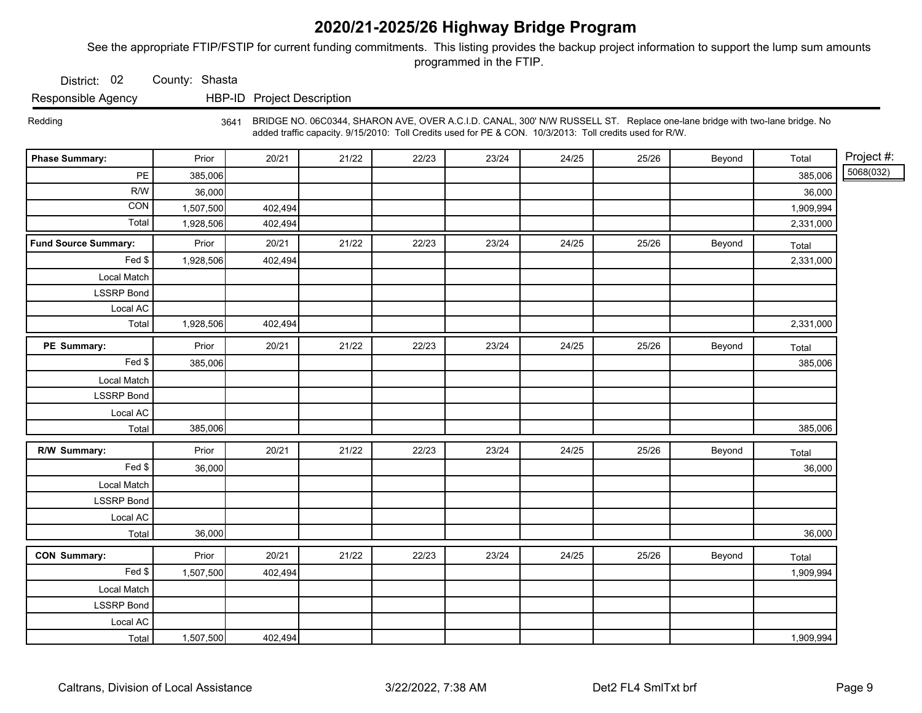# 2020/21-2025/26 Highway Bridge Program

See the appropriate FTIP/FSTIP for current funding commitments. This listing provides the backup project information to support the lump sum amounts programmed in the FTIP.

District: 02 County: Shasta

| Responsible Agency | HBP-ID | Project Description |
|---|---|---|
| Redding | 3641 | BRIDGE NO. 06C0344, SHARON AVE, OVER A.C.I.D. CANAL, 300' N/W RUSSELL ST. Replace one-lane bridge with two-lane bridge. No added traffic capacity. 9/15/2010: Toll Credits used for PE & CON. 10/3/2013: Toll credits used for R/W. |

Project #: 5068(032)

| Phase Summary: | Prior | 20/21 | 21/22 | 22/23 | 23/24 | 24/25 | 25/26 | Beyond | Total |
|---|---|---|---|---|---|---|---|---|---|
| PE | 385,006 | | | | | | | | 385,006 |
| R/W | 36,000 | | | | | | | | 36,000 |
| CON | 1,507,500 | 402,494 | | | | | | | 1,909,994 |
| Total | 1,928,506 | 402,494 | | | | | | | 2,331,000 |

| Fund Source Summary: | Prior | 20/21 | 21/22 | 22/23 | 23/24 | 24/25 | 25/26 | Beyond | Total |
|---|---|---|---|---|---|---|---|---|---|
| Fed $ | 1,928,506 | 402,494 | | | | | | | 2,331,000 |
| Local Match | | | | | | | | | |
| LSSRP Bond | | | | | | | | | |
| Local AC | | | | | | | | | |
| Total | 1,928,506 | 402,494 | | | | | | | 2,331,000 |

| PE Summary: | Prior | 20/21 | 21/22 | 22/23 | 23/24 | 24/25 | 25/26 | Beyond | Total |
|---|---|---|---|---|---|---|---|---|---|
| Fed $ | 385,006 | | | | | | | | 385,006 |
| Local Match | | | | | | | | | |
| LSSRP Bond | | | | | | | | | |
| Local AC | | | | | | | | | |
| Total | 385,006 | | | | | | | | 385,006 |

| R/W Summary: | Prior | 20/21 | 21/22 | 22/23 | 23/24 | 24/25 | 25/26 | Beyond | Total |
|---|---|---|---|---|---|---|---|---|---|
| Fed $ | 36,000 | | | | | | | | 36,000 |
| Local Match | | | | | | | | | |
| LSSRP Bond | | | | | | | | | |
| Local AC | | | | | | | | | |
| Total | 36,000 | | | | | | | | 36,000 |

| CON Summary: | Prior | 20/21 | 21/22 | 22/23 | 23/24 | 24/25 | 25/26 | Beyond | Total |
|---|---|---|---|---|---|---|---|---|---|
| Fed $ | 1,507,500 | 402,494 | | | | | | | 1,909,994 |
| Local Match | | | | | | | | | |
| LSSRP Bond | | | | | | | | | |
| Local AC | | | | | | | | | |
| Total | 1,507,500 | 402,494 | | | | | | | 1,909,994 |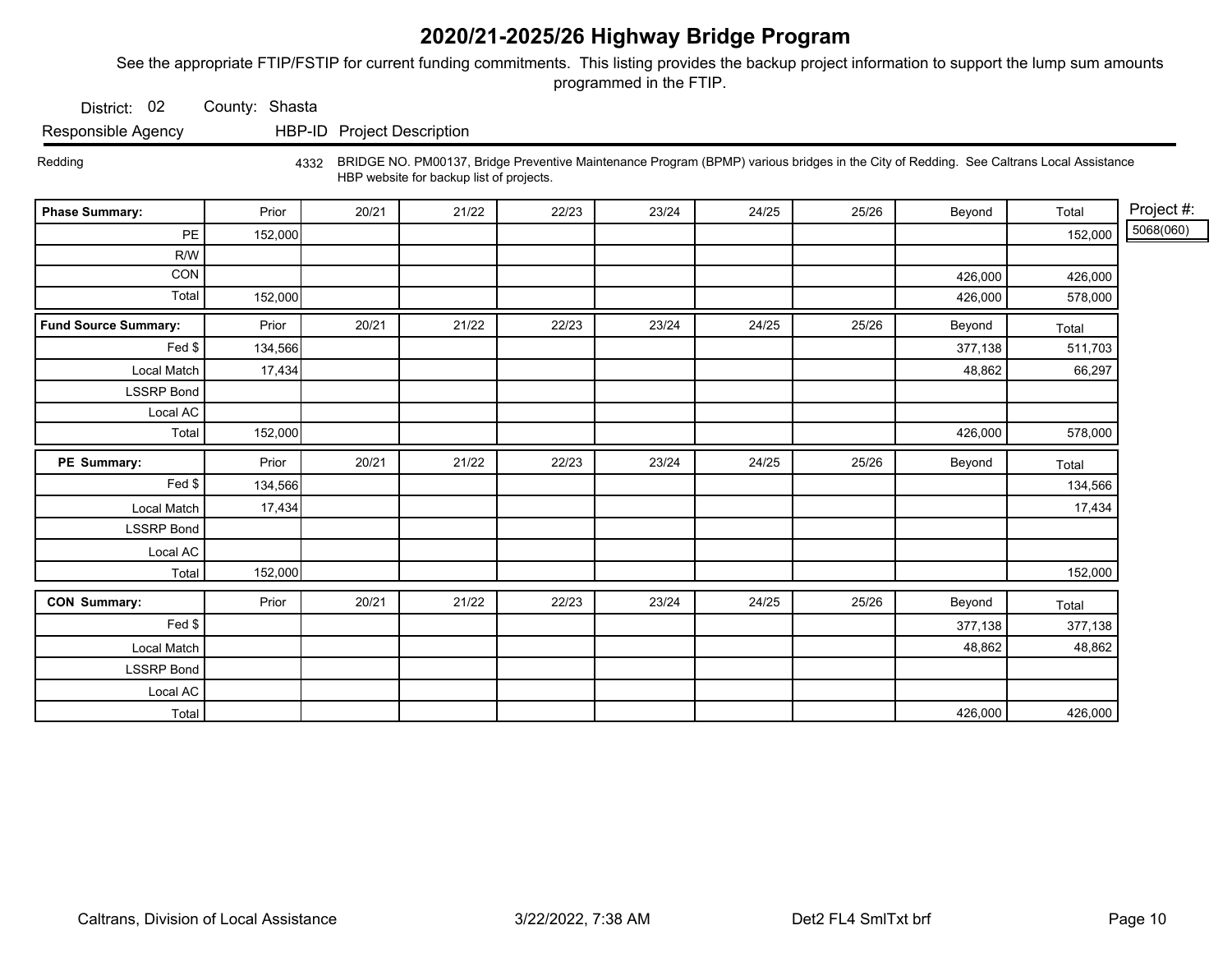# 2020/21-2025/26 Highway Bridge Program

See the appropriate FTIP/FSTIP for current funding commitments. This listing provides the backup project information to support the lump sum amounts programmed in the FTIP.

District: 02 County: Shasta

| Responsible Agency | HBP-ID | Project Description |
|---|---|---|
| Redding | 4332 | BRIDGE NO. PM00137, Bridge Preventive Maintenance Program (BPMP) various bridges in the City of Redding. See Caltrans Local Assistance HBP website for backup list of projects. |

Project #: 5068(060)

| Phase Summary: | Prior | 20/21 | 21/22 | 22/23 | 23/24 | 24/25 | 25/26 | Beyond | Total |
|---|---|---|---|---|---|---|---|---|---|
| PE | 152,000 | | | | | | | | 152,000 |
| R/W | | | | | | | | | |
| CON | | | | | | | | 426,000 | 426,000 |
| Total | 152,000 | | | | | | | 426,000 | 578,000 |

| Fund Source Summary: | Prior | 20/21 | 21/22 | 22/23 | 23/24 | 24/25 | 25/26 | Beyond | Total |
|---|---|---|---|---|---|---|---|---|---|
| Fed $ | 134,566 | | | | | | | 377,138 | 511,703 |
| Local Match | 17,434 | | | | | | | 48,862 | 66,297 |
| LSSRP Bond | | | | | | | | | |
| Local AC | | | | | | | | | |
| Total | 152,000 | | | | | | | 426,000 | 578,000 |

| PE Summary: | Prior | 20/21 | 21/22 | 22/23 | 23/24 | 24/25 | 25/26 | Beyond | Total |
|---|---|---|---|---|---|---|---|---|---|
| Fed $ | 134,566 | | | | | | | | 134,566 |
| Local Match | 17,434 | | | | | | | | 17,434 |
| LSSRP Bond | | | | | | | | | |
| Local AC | | | | | | | | | |
| Total | 152,000 | | | | | | | | 152,000 |

| CON Summary: | Prior | 20/21 | 21/22 | 22/23 | 23/24 | 24/25 | 25/26 | Beyond | Total |
|---|---|---|---|---|---|---|---|---|---|
| Fed $ | | | | | | | | 377,138 | 377,138 |
| Local Match | | | | | | | | 48,862 | 48,862 |
| LSSRP Bond | | | | | | | | | |
| Local AC | | | | | | | | | |
| Total | | | | | | | | 426,000 | 426,000 |

Caltrans, Division of Local Assistance 3/22/2022, 7:38 AM Det2 FL4 SmlTxt brf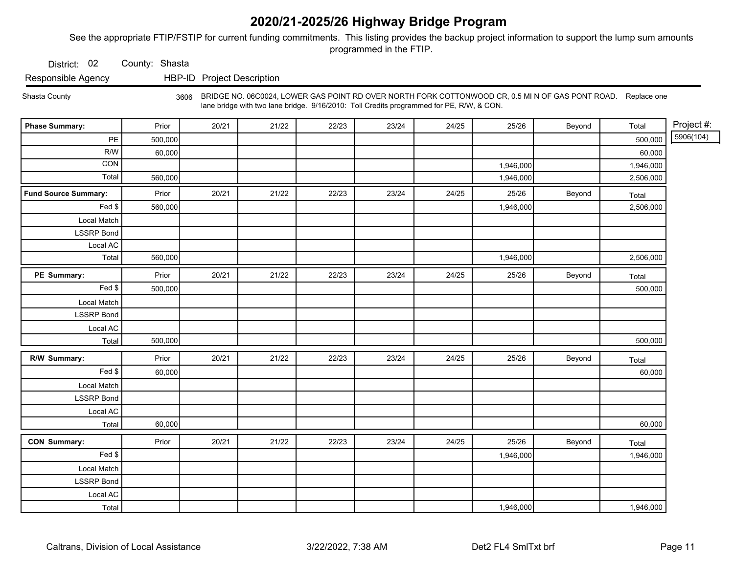# 2020/21-2025/26 Highway Bridge Program

See the appropriate FTIP/FSTIP for current funding commitments. This listing provides the backup project information to support the lump sum amounts programmed in the FTIP.

District: 02 County: Shasta

| Responsible Agency | HBP-ID | Project Description |
|---|---|---|
| Shasta County | 3606 | BRIDGE NO. 06C0024, LOWER GAS POINT RD OVER NORTH FORK COTTONWOOD CR, 0.5 MI N OF GAS PONT ROAD. Replace one lane bridge with two lane bridge. 9/16/2010: Toll Credits programmed for PE, R/W, & CON. |

Project #: 5906(104)

| Phase Summary: | Prior | 20/21 | 21/22 | 22/23 | 23/24 | 24/25 | 25/26 | Beyond | Total |
|---|---|---|---|---|---|---|---|---|---|
| PE | 500,000 | | | | | | | | 500,000 |
| R/W | 60,000 | | | | | | | | 60,000 |
| CON | | | | | | | 1,946,000 | | 1,946,000 |
| Total | 560,000 | | | | | | 1,946,000 | | 2,506,000 |

| Fund Source Summary: | Prior | 20/21 | 21/22 | 22/23 | 23/24 | 24/25 | 25/26 | Beyond | Total |
|---|---|---|---|---|---|---|---|---|---|
| Fed $ | 560,000 | | | | | | 1,946,000 | | 2,506,000 |
| Local Match | | | | | | | | | |
| LSSRP Bond | | | | | | | | | |
| Local AC | | | | | | | | | |
| Total | 560,000 | | | | | | 1,946,000 | | 2,506,000 |

| PE Summary: | Prior | 20/21 | 21/22 | 22/23 | 23/24 | 24/25 | 25/26 | Beyond | Total |
|---|---|---|---|---|---|---|---|---|---|
| Fed $ | 500,000 | | | | | | | | 500,000 |
| Local Match | | | | | | | | | |
| LSSRP Bond | | | | | | | | | |
| Local AC | | | | | | | | | |
| Total | 500,000 | | | | | | | | 500,000 |

| R/W Summary: | Prior | 20/21 | 21/22 | 22/23 | 23/24 | 24/25 | 25/26 | Beyond | Total |
|---|---|---|---|---|---|---|---|---|---|
| Fed $ | 60,000 | | | | | | | | 60,000 |
| Local Match | | | | | | | | | |
| LSSRP Bond | | | | | | | | | |
| Local AC | | | | | | | | | |
| Total | 60,000 | | | | | | | | 60,000 |

| CON Summary: | Prior | 20/21 | 21/22 | 22/23 | 23/24 | 24/25 | 25/26 | Beyond | Total |
|---|---|---|---|---|---|---|---|---|---|
| Fed $ | | | | | | | 1,946,000 | | 1,946,000 |
| Local Match | | | | | | | | | |
| LSSRP Bond | | | | | | | | | |
| Local AC | | | | | | | | | |
| Total | | | | | | | 1,946,000 | | 1,946,000 |

Caltrans, Division of Local Assistance 3/22/2022, 7:38 AM Det2 FL4 SmlTxt brf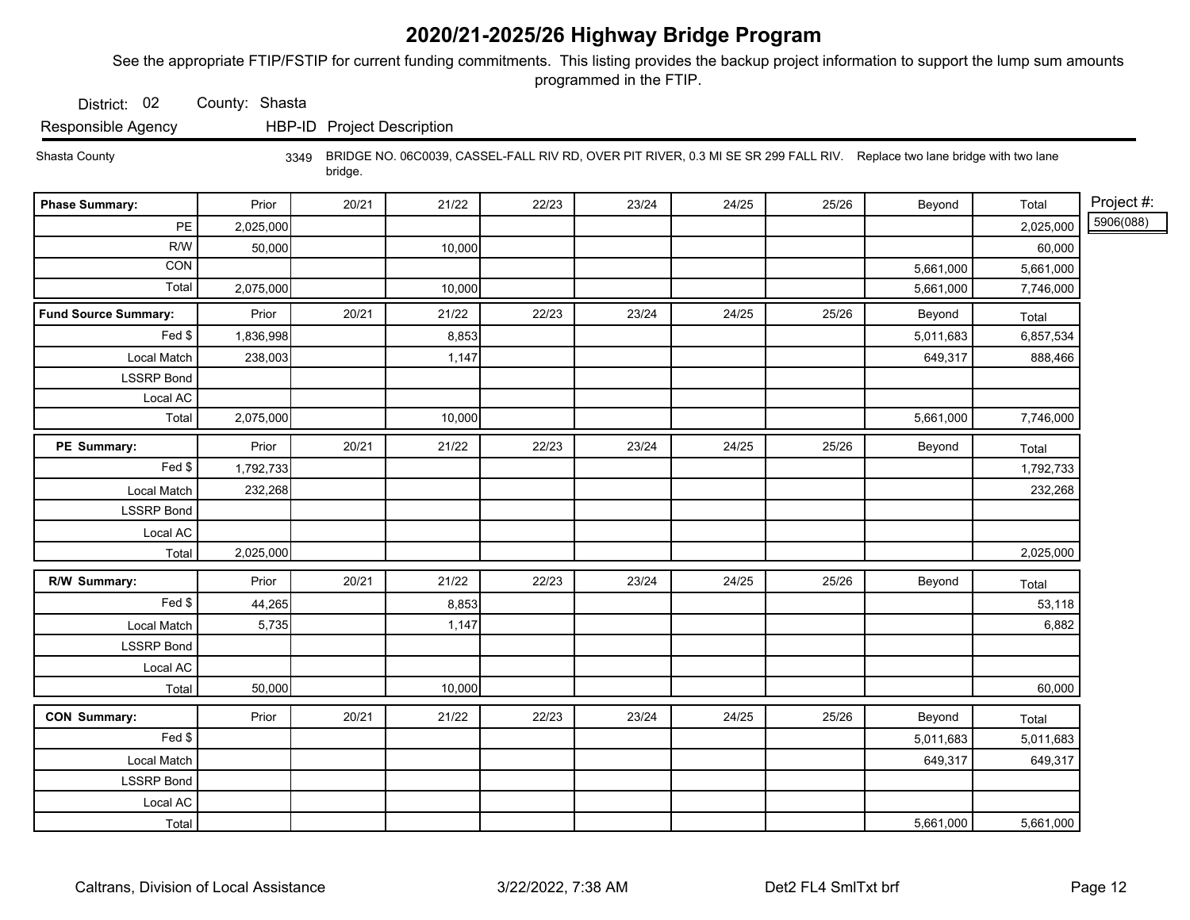# 2020/21-2025/26 Highway Bridge Program

See the appropriate FTIP/FSTIP for current funding commitments. This listing provides the backup project information to support the lump sum amounts programmed in the FTIP.

District: 02 County: Shasta

| Responsible Agency | HBP-ID | Project Description |
|---|---|---|
| Shasta County | 3349 | BRIDGE NO. 06C0039, CASSEL-FALL RIV RD, OVER PIT RIVER, 0.3 MI SE SR 299 FALL RIV. Replace two lane bridge with two lane bridge. |

Project #: 5906(088)

| Phase Summary: | Prior | 20/21 | 21/22 | 22/23 | 23/24 | 24/25 | 25/26 | Beyond | Total |
|---|---|---|---|---|---|---|---|---|---|
| PE | 2,025,000 | | | | | | | | 2,025,000 |
| R/W | 50,000 | | 10,000 | | | | | | 60,000 |
| CON | | | | | | | | 5,661,000 | 5,661,000 |
| Total | 2,075,000 | | 10,000 | | | | | 5,661,000 | 7,746,000 |

| Fund Source Summary: | Prior | 20/21 | 21/22 | 22/23 | 23/24 | 24/25 | 25/26 | Beyond | Total |
|---|---|---|---|---|---|---|---|---|---|
| Fed $ | 1,836,998 | | 8,853 | | | | | 5,011,683 | 6,857,534 |
| Local Match | 238,003 | | 1,147 | | | | | 649,317 | 888,466 |
| LSSRP Bond | | | | | | | | | |
| Local AC | | | | | | | | | |
| Total | 2,075,000 | | 10,000 | | | | | 5,661,000 | 7,746,000 |

| PE Summary: | Prior | 20/21 | 21/22 | 22/23 | 23/24 | 24/25 | 25/26 | Beyond | Total |
|---|---|---|---|---|---|---|---|---|---|
| Fed $ | 1,792,733 | | | | | | | | 1,792,733 |
| Local Match | 232,268 | | | | | | | | 232,268 |
| LSSRP Bond | | | | | | | | | |
| Local AC | | | | | | | | | |
| Total | 2,025,000 | | | | | | | | 2,025,000 |

| R/W Summary: | Prior | 20/21 | 21/22 | 22/23 | 23/24 | 24/25 | 25/26 | Beyond | Total |
|---|---|---|---|---|---|---|---|---|---|
| Fed $ | 44,265 | | 8,853 | | | | | | 53,118 |
| Local Match | 5,735 | | 1,147 | | | | | | 6,882 |
| LSSRP Bond | | | | | | | | | |
| Local AC | | | | | | | | | |
| Total | 50,000 | | 10,000 | | | | | | 60,000 |

| CON Summary: | Prior | 20/21 | 21/22 | 22/23 | 23/24 | 24/25 | 25/26 | Beyond | Total |
|---|---|---|---|---|---|---|---|---|---|
| Fed $ | | | | | | | | 5,011,683 | 5,011,683 |
| Local Match | | | | | | | | 649,317 | 649,317 |
| LSSRP Bond | | | | | | | | | |
| Local AC | | | | | | | | | |
| Total | | | | | | | | 5,661,000 | 5,661,000 |

Caltrans, Division of Local Assistance 3/22/2022, 7:38 AM Det2 FL4 SmlTxt brf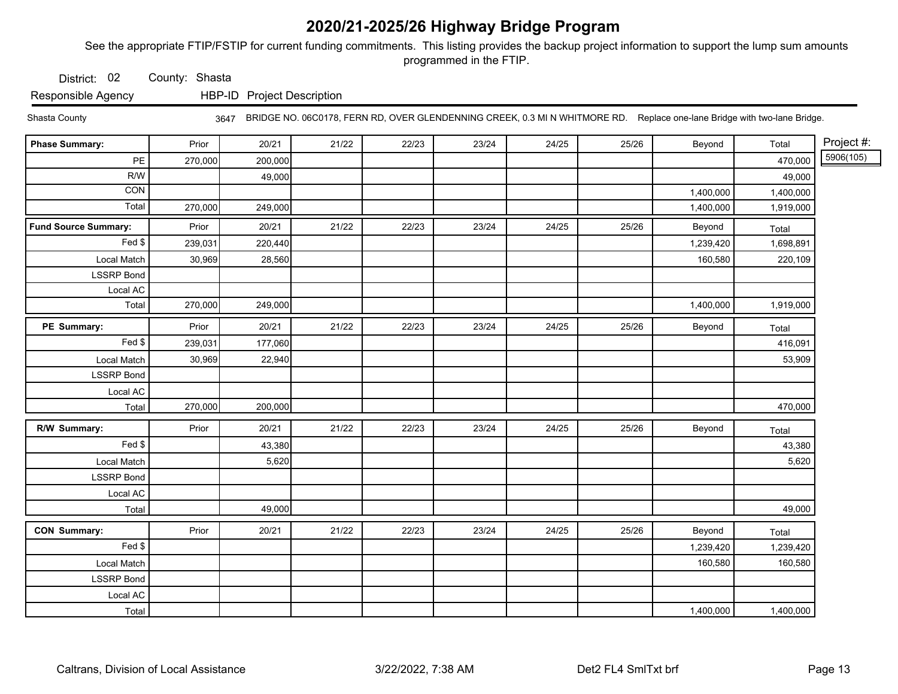# 2020/21-2025/26 Highway Bridge Program

See the appropriate FTIP/FSTIP for current funding commitments. This listing provides the backup project information to support the lump sum amounts programmed in the FTIP.

District: 02 County: Shasta

Responsible Agency HBP-ID Project Description

Shasta County 3647 BRIDGE NO. 06C0178, FERN RD, OVER GLENDENNING CREEK, 0.3 MI N WHITMORE RD. Replace one-lane Bridge with two-lane Bridge.

Project #: 5906(105)

| Phase Summary: | Prior | 20/21 | 21/22 | 22/23 | 23/24 | 24/25 | 25/26 | Beyond | Total |
|---|---|---|---|---|---|---|---|---|---|
| PE | 270,000 | 200,000 | | | | | | | 470,000 |
| R/W | | 49,000 | | | | | | | 49,000 |
| CON | | | | | | | | 1,400,000 | 1,400,000 |
| Total | 270,000 | 249,000 | | | | | | 1,400,000 | 1,919,000 |

| Fund Source Summary: | Prior | 20/21 | 21/22 | 22/23 | 23/24 | 24/25 | 25/26 | Beyond | Total |
|---|---|---|---|---|---|---|---|---|---|
| Fed $ | 239,031 | 220,440 | | | | | | 1,239,420 | 1,698,891 |
| Local Match | 30,969 | 28,560 | | | | | | 160,580 | 220,109 |
| LSSRP Bond | | | | | | | | | |
| Local AC | | | | | | | | | |
| Total | 270,000 | 249,000 | | | | | | 1,400,000 | 1,919,000 |

| PE Summary: | Prior | 20/21 | 21/22 | 22/23 | 23/24 | 24/25 | 25/26 | Beyond | Total |
|---|---|---|---|---|---|---|---|---|---|
| Fed $ | 239,031 | 177,060 | | | | | | | 416,091 |
| Local Match | 30,969 | 22,940 | | | | | | | 53,909 |
| LSSRP Bond | | | | | | | | | |
| Local AC | | | | | | | | | |
| Total | 270,000 | 200,000 | | | | | | | 470,000 |

| R/W Summary: | Prior | 20/21 | 21/22 | 22/23 | 23/24 | 24/25 | 25/26 | Beyond | Total |
|---|---|---|---|---|---|---|---|---|---|
| Fed $ | | 43,380 | | | | | | | 43,380 |
| Local Match | | 5,620 | | | | | | | 5,620 |
| LSSRP Bond | | | | | | | | | |
| Local AC | | | | | | | | | |
| Total | | 49,000 | | | | | | | 49,000 |

| CON Summary: | Prior | 20/21 | 21/22 | 22/23 | 23/24 | 24/25 | 25/26 | Beyond | Total |
|---|---|---|---|---|---|---|---|---|---|
| Fed $ | | | | | | | | 1,239,420 | 1,239,420 |
| Local Match | | | | | | | | 160,580 | 160,580 |
| LSSRP Bond | | | | | | | | | |
| Local AC | | | | | | | | | |
| Total | | | | | | | | 1,400,000 | 1,400,000 |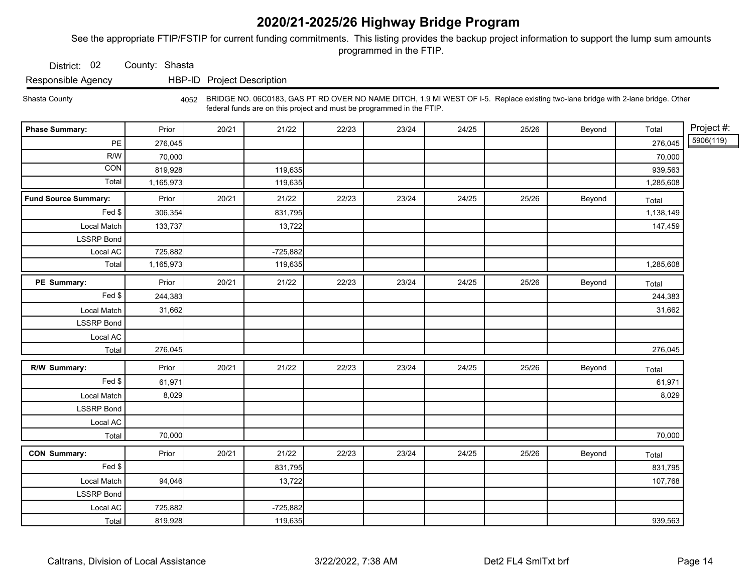# 2020/21-2025/26 Highway Bridge Program

See the appropriate FTIP/FSTIP for current funding commitments. This listing provides the backup project information to support the lump sum amounts programmed in the FTIP.

District: 02 County: Shasta

| Responsible Agency | HBP-ID | Project Description |
|---|---|---|
| Shasta County | 4052 | BRIDGE NO. 06C0183, GAS PT RD OVER NO NAME DITCH, 1.9 MI WEST OF I-5. Replace existing two-lane bridge with 2-lane bridge. Other federal funds are on this project and must be programmed in the FTIP. |

Project #: 5906(119)

| Phase Summary: | Prior | 20/21 | 21/22 | 22/23 | 23/24 | 24/25 | 25/26 | Beyond | Total |
|---|---|---|---|---|---|---|---|---|---|
| PE | 276,045 | | | | | | | | 276,045 |
| R/W | 70,000 | | | | | | | | 70,000 |
| CON | 819,928 | | 119,635 | | | | | | 939,563 |
| Total | 1,165,973 | | 119,635 | | | | | | 1,285,608 |

| Fund Source Summary: | Prior | 20/21 | 21/22 | 22/23 | 23/24 | 24/25 | 25/26 | Beyond | Total |
|---|---|---|---|---|---|---|---|---|---|
| Fed $ | 306,354 | | 831,795 | | | | | | 1,138,149 |
| Local Match | 133,737 | | 13,722 | | | | | | 147,459 |
| LSSRP Bond | | | | | | | | | |
| Local AC | 725,882 | | -725,882 | | | | | | |
| Total | 1,165,973 | | 119,635 | | | | | | 1,285,608 |

| PE Summary: | Prior | 20/21 | 21/22 | 22/23 | 23/24 | 24/25 | 25/26 | Beyond | Total |
|---|---|---|---|---|---|---|---|---|---|
| Fed $ | 244,383 | | | | | | | | 244,383 |
| Local Match | 31,662 | | | | | | | | 31,662 |
| LSSRP Bond | | | | | | | | | |
| Local AC | | | | | | | | | |
| Total | 276,045 | | | | | | | | 276,045 |

| R/W Summary: | Prior | 20/21 | 21/22 | 22/23 | 23/24 | 24/25 | 25/26 | Beyond | Total |
|---|---|---|---|---|---|---|---|---|---|
| Fed $ | 61,971 | | | | | | | | 61,971 |
| Local Match | 8,029 | | | | | | | | 8,029 |
| LSSRP Bond | | | | | | | | | |
| Local AC | | | | | | | | | |
| Total | 70,000 | | | | | | | | 70,000 |

| CON Summary: | Prior | 20/21 | 21/22 | 22/23 | 23/24 | 24/25 | 25/26 | Beyond | Total |
|---|---|---|---|---|---|---|---|---|---|
| Fed $ | | | 831,795 | | | | | | 831,795 |
| Local Match | 94,046 | | 13,722 | | | | | | 107,768 |
| LSSRP Bond | | | | | | | | | |
| Local AC | 725,882 | | -725,882 | | | | | | |
| Total | 819,928 | | 119,635 | | | | | | 939,563 |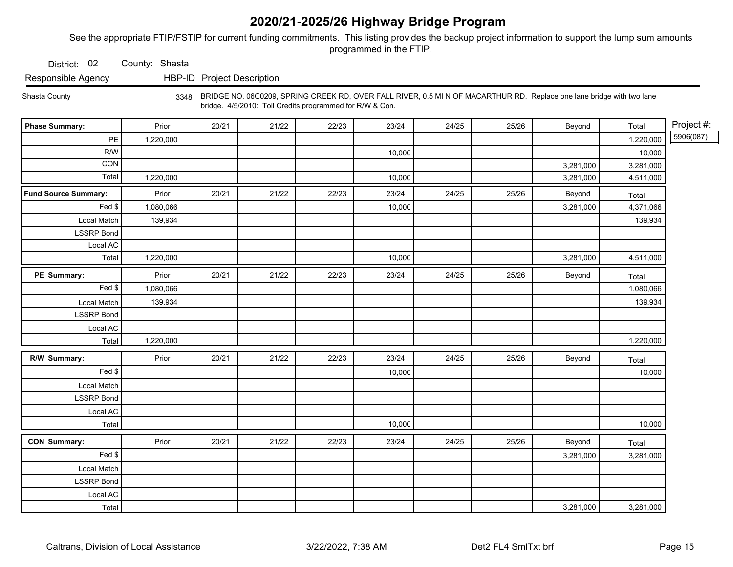# 2020/21-2025/26 Highway Bridge Program

See the appropriate FTIP/FSTIP for current funding commitments. This listing provides the backup project information to support the lump sum amounts programmed in the FTIP.

District: 02 County: Shasta

| Responsible Agency | HBP-ID | Project Description |
|---|---|---|
| Shasta County | 3348 | BRIDGE NO. 06C0209, SPRING CREEK RD, OVER FALL RIVER, 0.5 MI N OF MACARTHUR RD. Replace one lane bridge with two lane bridge. 4/5/2010: Toll Credits programmed for R/W & Con. |

Project #: 5906(087)

| Phase Summary: | Prior | 20/21 | 21/22 | 22/23 | 23/24 | 24/25 | 25/26 | Beyond | Total |
|---|---|---|---|---|---|---|---|---|---|
| PE | 1,220,000 | | | | | | | | 1,220,000 |
| R/W | | | | | 10,000 | | | | 10,000 |
| CON | | | | | | | | 3,281,000 | 3,281,000 |
| Total | 1,220,000 | | | | 10,000 | | | 3,281,000 | 4,511,000 |

| Fund Source Summary: | Prior | 20/21 | 21/22 | 22/23 | 23/24 | 24/25 | 25/26 | Beyond | Total |
|---|---|---|---|---|---|---|---|---|---|
| Fed $ | 1,080,066 | | | | 10,000 | | | 3,281,000 | 4,371,066 |
| Local Match | 139,934 | | | | | | | | 139,934 |
| LSSRP Bond | | | | | | | | | |
| Local AC | | | | | | | | | |
| Total | 1,220,000 | | | | 10,000 | | | 3,281,000 | 4,511,000 |

| PE Summary: | Prior | 20/21 | 21/22 | 22/23 | 23/24 | 24/25 | 25/26 | Beyond | Total |
|---|---|---|---|---|---|---|---|---|---|
| Fed $ | 1,080,066 | | | | | | | | 1,080,066 |
| Local Match | 139,934 | | | | | | | | 139,934 |
| LSSRP Bond | | | | | | | | | |
| Local AC | | | | | | | | | |
| Total | 1,220,000 | | | | | | | | 1,220,000 |

| R/W Summary: | Prior | 20/21 | 21/22 | 22/23 | 23/24 | 24/25 | 25/26 | Beyond | Total |
|---|---|---|---|---|---|---|---|---|---|
| Fed $ | | | | | 10,000 | | | | 10,000 |
| Local Match | | | | | | | | | |
| LSSRP Bond | | | | | | | | | |
| Local AC | | | | | | | | | |
| Total | | | | | 10,000 | | | | 10,000 |

| CON Summary: | Prior | 20/21 | 21/22 | 22/23 | 23/24 | 24/25 | 25/26 | Beyond | Total |
|---|---|---|---|---|---|---|---|---|---|
| Fed $ | | | | | | | | 3,281,000 | 3,281,000 |
| Local Match | | | | | | | | | |
| LSSRP Bond | | | | | | | | | |
| Local AC | | | | | | | | | |
| Total | | | | | | | | 3,281,000 | 3,281,000 |

Caltrans, Division of Local Assistance 3/22/2022, 7:38 AM Det2 FL4 SmlTxt brf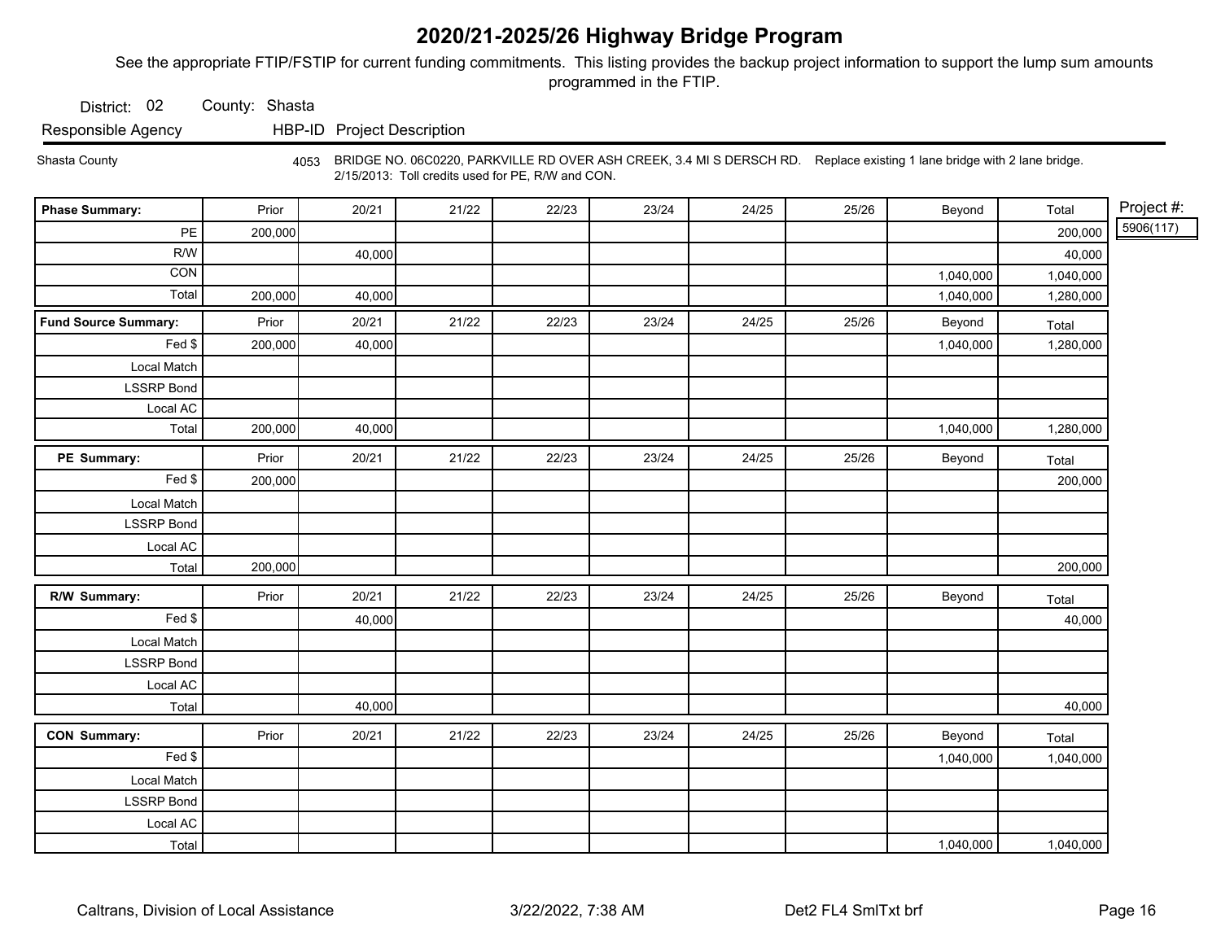# 2020/21-2025/26 Highway Bridge Program

See the appropriate FTIP/FSTIP for current funding commitments. This listing provides the backup project information to support the lump sum amounts programmed in the FTIP.

District: 02 County: Shasta

| Responsible Agency | HBP-ID | Project Description |
|---|---|---|
| Shasta County | 4053 | BRIDGE NO. 06C0220, PARKVILLE RD OVER ASH CREEK, 3.4 MI S DERSCH RD. Replace existing 1 lane bridge with 2 lane bridge. 2/15/2013: Toll credits used for PE, R/W and CON. |

Project #: 5906(117)

| Phase Summary: | Prior | 20/21 | 21/22 | 22/23 | 23/24 | 24/25 | 25/26 | Beyond | Total |
|---|---|---|---|---|---|---|---|---|---|
| PE | 200,000 | | | | | | | | 200,000 |
| R/W | | 40,000 | | | | | | | 40,000 |
| CON | | | | | | | | 1,040,000 | 1,040,000 |
| Total | 200,000 | 40,000 | | | | | | 1,040,000 | 1,280,000 |

| Fund Source Summary: | Prior | 20/21 | 21/22 | 22/23 | 23/24 | 24/25 | 25/26 | Beyond | Total |
|---|---|---|---|---|---|---|---|---|---|
| Fed $ | 200,000 | 40,000 | | | | | | 1,040,000 | 1,280,000 |
| Local Match | | | | | | | | | |
| LSSRP Bond | | | | | | | | | |
| Local AC | | | | | | | | | |
| Total | 200,000 | 40,000 | | | | | | 1,040,000 | 1,280,000 |

| PE Summary: | Prior | 20/21 | 21/22 | 22/23 | 23/24 | 24/25 | 25/26 | Beyond | Total |
|---|---|---|---|---|---|---|---|---|---|
| Fed $ | 200,000 | | | | | | | | 200,000 |
| Local Match | | | | | | | | | |
| LSSRP Bond | | | | | | | | | |
| Local AC | | | | | | | | | |
| Total | 200,000 | | | | | | | | 200,000 |

| R/W Summary: | Prior | 20/21 | 21/22 | 22/23 | 23/24 | 24/25 | 25/26 | Beyond | Total |
|---|---|---|---|---|---|---|---|---|---|
| Fed $ | | 40,000 | | | | | | | 40,000 |
| Local Match | | | | | | | | | |
| LSSRP Bond | | | | | | | | | |
| Local AC | | | | | | | | | |
| Total | | 40,000 | | | | | | | 40,000 |

| CON Summary: | Prior | 20/21 | 21/22 | 22/23 | 23/24 | 24/25 | 25/26 | Beyond | Total |
|---|---|---|---|---|---|---|---|---|---|
| Fed $ | | | | | | | | 1,040,000 | 1,040,000 |
| Local Match | | | | | | | | | |
| LSSRP Bond | | | | | | | | | |
| Local AC | | | | | | | | | |
| Total | | | | | | | | 1,040,000 | 1,040,000 |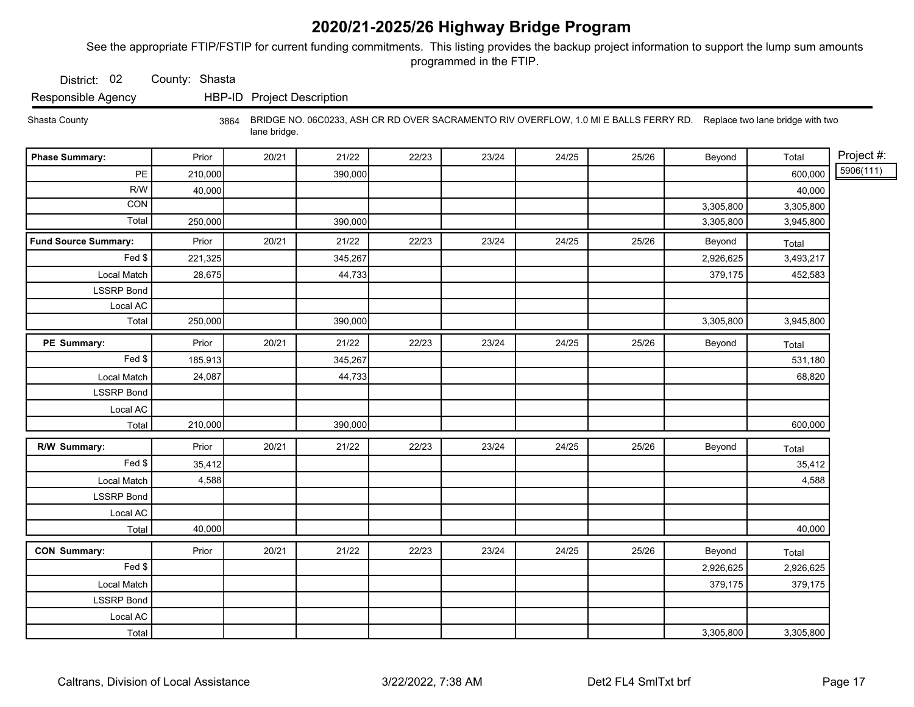# 2020/21-2025/26 Highway Bridge Program

See the appropriate FTIP/FSTIP for current funding commitments. This listing provides the backup project information to support the lump sum amounts programmed in the FTIP.

District: 02 County: Shasta

| Responsible Agency | HBP-ID | Project Description |
|---|---|---|
| Shasta County | 3864 | BRIDGE NO. 06C0233, ASH CR RD OVER SACRAMENTO RIV OVERFLOW, 1.0 MI E BALLS FERRY RD. Replace two lane bridge with two lane bridge. |

Project #: 5906(111)

| Phase Summary: | Prior | 20/21 | 21/22 | 22/23 | 23/24 | 24/25 | 25/26 | Beyond | Total |
|---|---|---|---|---|---|---|---|---|---|
| PE | 210,000 | | 390,000 | | | | | | 600,000 |
| R/W | 40,000 | | | | | | | | 40,000 |
| CON | | | | | | | | 3,305,800 | 3,305,800 |
| Total | 250,000 | | 390,000 | | | | | 3,305,800 | 3,945,800 |

| Fund Source Summary: | Prior | 20/21 | 21/22 | 22/23 | 23/24 | 24/25 | 25/26 | Beyond | Total |
|---|---|---|---|---|---|---|---|---|---|
| Fed $ | 221,325 | | 345,267 | | | | | 2,926,625 | 3,493,217 |
| Local Match | 28,675 | | 44,733 | | | | | 379,175 | 452,583 |
| LSSRP Bond | | | | | | | | | |
| Local AC | | | | | | | | | |
| Total | 250,000 | | 390,000 | | | | | 3,305,800 | 3,945,800 |

| PE Summary: | Prior | 20/21 | 21/22 | 22/23 | 23/24 | 24/25 | 25/26 | Beyond | Total |
|---|---|---|---|---|---|---|---|---|---|
| Fed $ | 185,913 | | 345,267 | | | | | | 531,180 |
| Local Match | 24,087 | | 44,733 | | | | | | 68,820 |
| LSSRP Bond | | | | | | | | | |
| Local AC | | | | | | | | | |
| Total | 210,000 | | 390,000 | | | | | | 600,000 |

| R/W Summary: | Prior | 20/21 | 21/22 | 22/23 | 23/24 | 24/25 | 25/26 | Beyond | Total |
|---|---|---|---|---|---|---|---|---|---|
| Fed $ | 35,412 | | | | | | | | 35,412 |
| Local Match | 4,588 | | | | | | | | 4,588 |
| LSSRP Bond | | | | | | | | | |
| Local AC | | | | | | | | | |
| Total | 40,000 | | | | | | | | 40,000 |

| CON Summary: | Prior | 20/21 | 21/22 | 22/23 | 23/24 | 24/25 | 25/26 | Beyond | Total |
|---|---|---|---|---|---|---|---|---|---|
| Fed $ | | | | | | | | 2,926,625 | 2,926,625 |
| Local Match | | | | | | | | 379,175 | 379,175 |
| LSSRP Bond | | | | | | | | | |
| Local AC | | | | | | | | | |
| Total | | | | | | | | 3,305,800 | 3,305,800 |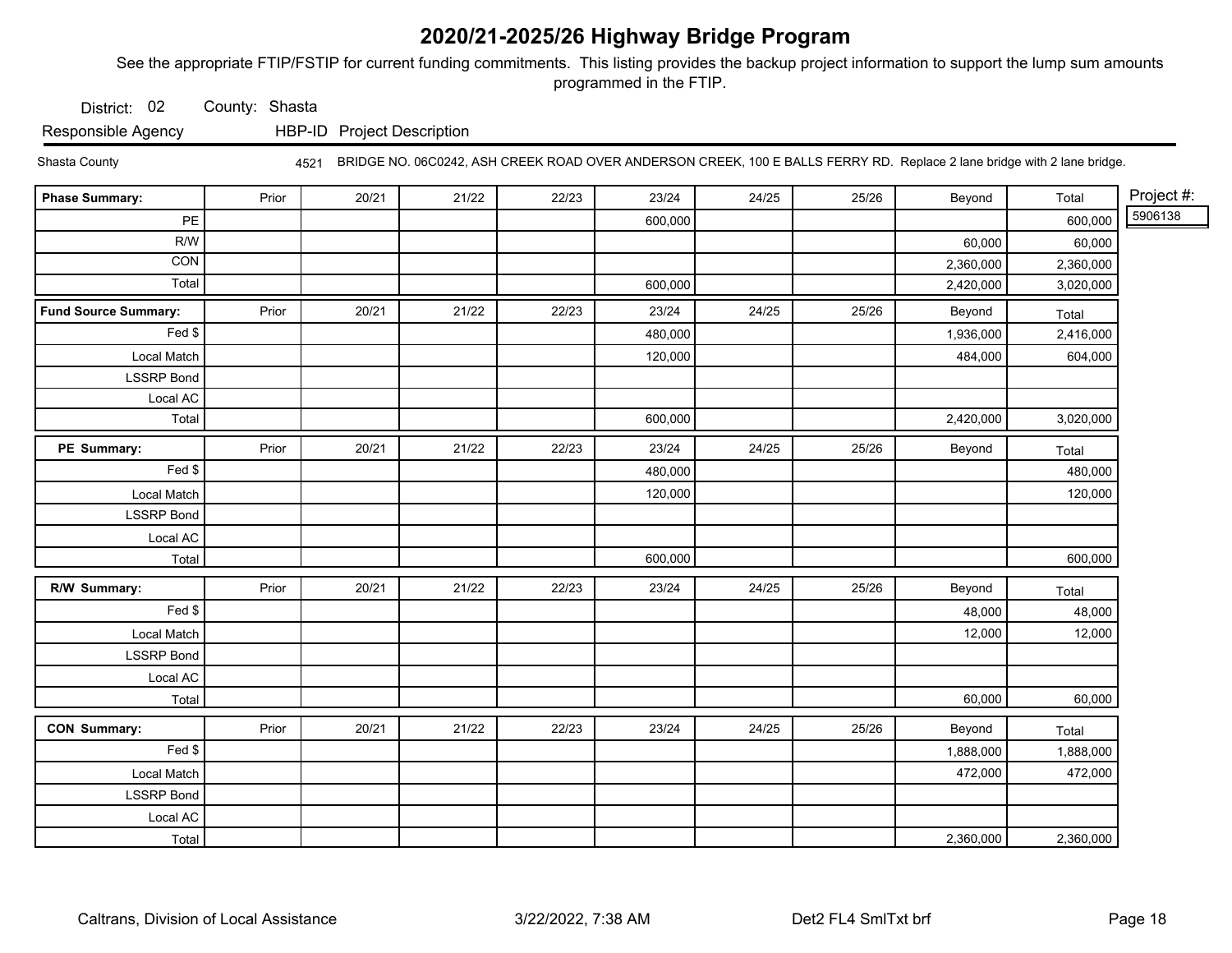# 2020/21-2025/26 Highway Bridge Program

See the appropriate FTIP/FSTIP for current funding commitments. This listing provides the backup project information to support the lump sum amounts programmed in the FTIP.

District: 02 County: Shasta

Responsible Agency HBP-ID Project Description

Shasta County 4521 BRIDGE NO. 06C0242, ASH CREEK ROAD OVER ANDERSON CREEK, 100 E BALLS FERRY RD. Replace 2 lane bridge with 2 lane bridge.

Project #: 5906138

| Phase Summary: | Prior | 20/21 | 21/22 | 22/23 | 23/24 | 24/25 | 25/26 | Beyond | Total |
|---|---|---|---|---|---|---|---|---|---|
| PE | | | | | 600,000 | | | | 600,000 |
| R/W | | | | | | | | 60,000 | 60,000 |
| CON | | | | | | | | 2,360,000 | 2,360,000 |
| Total | | | | | 600,000 | | | 2,420,000 | 3,020,000 |

| Fund Source Summary: | Prior | 20/21 | 21/22 | 22/23 | 23/24 | 24/25 | 25/26 | Beyond | Total |
|---|---|---|---|---|---|---|---|---|---|
| Fed $ | | | | | 480,000 | | | 1,936,000 | 2,416,000 |
| Local Match | | | | | 120,000 | | | 484,000 | 604,000 |
| LSSRP Bond | | | | | | | | | |
| Local AC | | | | | | | | | |
| Total | | | | | 600,000 | | | 2,420,000 | 3,020,000 |

| PE Summary: | Prior | 20/21 | 21/22 | 22/23 | 23/24 | 24/25 | 25/26 | Beyond | Total |
|---|---|---|---|---|---|---|---|---|---|
| Fed $ | | | | | 480,000 | | | | 480,000 |
| Local Match | | | | | 120,000 | | | | 120,000 |
| LSSRP Bond | | | | | | | | | |
| Local AC | | | | | | | | | |
| Total | | | | | 600,000 | | | | 600,000 |

| R/W Summary: | Prior | 20/21 | 21/22 | 22/23 | 23/24 | 24/25 | 25/26 | Beyond | Total |
|---|---|---|---|---|---|---|---|---|---|
| Fed $ | | | | | | | | 48,000 | 48,000 |
| Local Match | | | | | | | | 12,000 | 12,000 |
| LSSRP Bond | | | | | | | | | |
| Local AC | | | | | | | | | |
| Total | | | | | | | | 60,000 | 60,000 |

| CON Summary: | Prior | 20/21 | 21/22 | 22/23 | 23/24 | 24/25 | 25/26 | Beyond | Total |
|---|---|---|---|---|---|---|---|---|---|
| Fed $ | | | | | | | | 1,888,000 | 1,888,000 |
| Local Match | | | | | | | | 472,000 | 472,000 |
| LSSRP Bond | | | | | | | | | |
| Local AC | | | | | | | | | |
| Total | | | | | | | | 2,360,000 | 2,360,000 |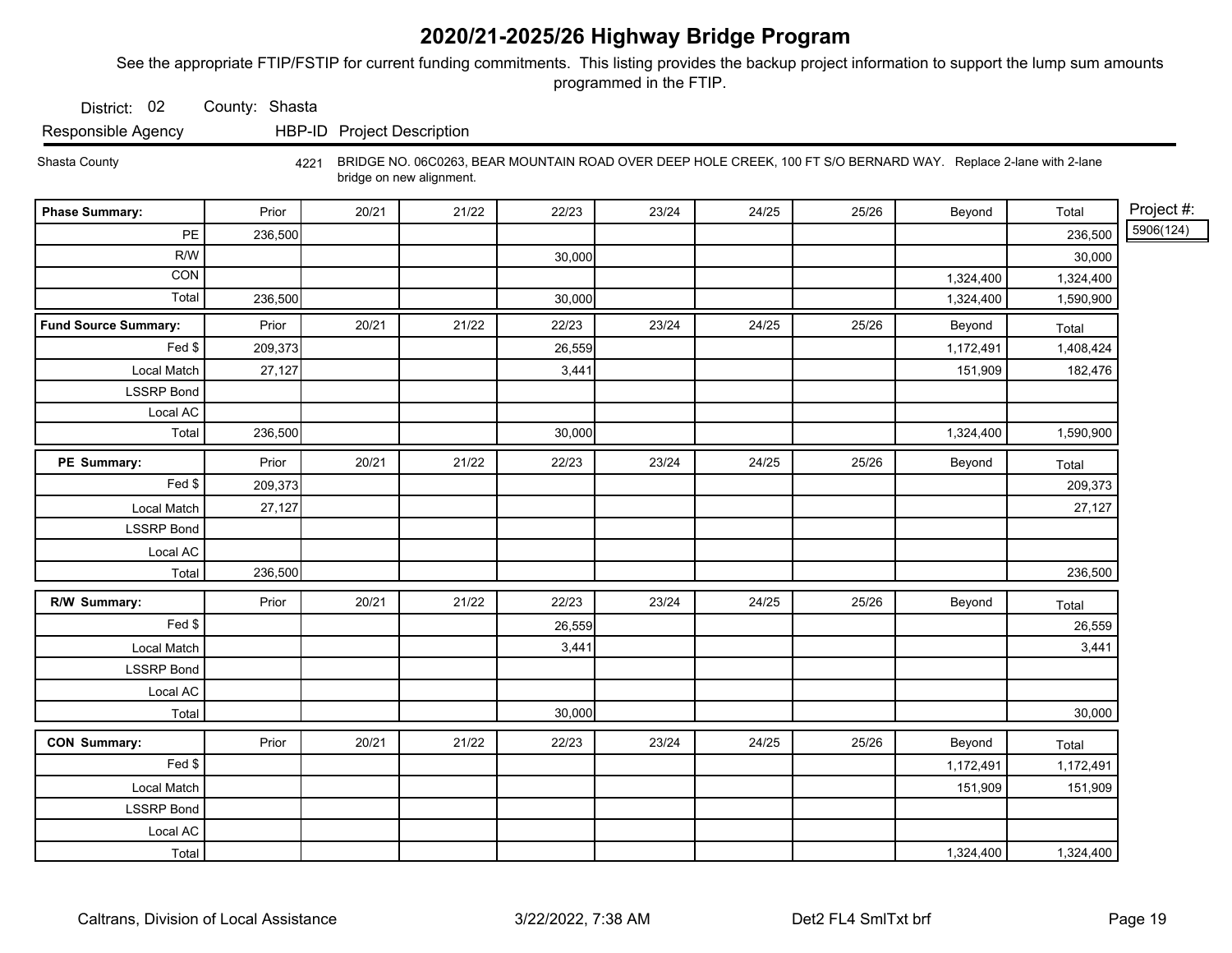# 2020/21-2025/26 Highway Bridge Program

See the appropriate FTIP/FSTIP for current funding commitments. This listing provides the backup project information to support the lump sum amounts programmed in the FTIP.

District: 02 County: Shasta

| Responsible Agency | HBP-ID | Project Description |
|---|---|---|
| Shasta County | 4221 | BRIDGE NO. 06C0263, BEAR MOUNTAIN ROAD OVER DEEP HOLE CREEK, 100 FT S/O BERNARD WAY. Replace 2-lane with 2-lane bridge on new alignment. |

Project #: 5906(124)

| Phase Summary: | Prior | 20/21 | 21/22 | 22/23 | 23/24 | 24/25 | 25/26 | Beyond | Total |
|---|---|---|---|---|---|---|---|---|---|
| PE | 236,500 | | | | | | | | 236,500 |
| R/W | | | | 30,000 | | | | | 30,000 |
| CON | | | | | | | | 1,324,400 | 1,324,400 |
| Total | 236,500 | | | 30,000 | | | | 1,324,400 | 1,590,900 |

| Fund Source Summary: | Prior | 20/21 | 21/22 | 22/23 | 23/24 | 24/25 | 25/26 | Beyond | Total |
|---|---|---|---|---|---|---|---|---|---|
| Fed $ | 209,373 | | | 26,559 | | | | 1,172,491 | 1,408,424 |
| Local Match | 27,127 | | | 3,441 | | | | 151,909 | 182,476 |
| LSSRP Bond | | | | | | | | | |
| Local AC | | | | | | | | | |
| Total | 236,500 | | | 30,000 | | | | 1,324,400 | 1,590,900 |

| PE Summary: | Prior | 20/21 | 21/22 | 22/23 | 23/24 | 24/25 | 25/26 | Beyond | Total |
|---|---|---|---|---|---|---|---|---|---|
| Fed $ | 209,373 | | | | | | | | 209,373 |
| Local Match | 27,127 | | | | | | | | 27,127 |
| LSSRP Bond | | | | | | | | | |
| Local AC | | | | | | | | | |
| Total | 236,500 | | | | | | | | 236,500 |

| R/W Summary: | Prior | 20/21 | 21/22 | 22/23 | 23/24 | 24/25 | 25/26 | Beyond | Total |
|---|---|---|---|---|---|---|---|---|---|
| Fed $ | | | | 26,559 | | | | | 26,559 |
| Local Match | | | | 3,441 | | | | | 3,441 |
| LSSRP Bond | | | | | | | | | |
| Local AC | | | | | | | | | |
| Total | | | | 30,000 | | | | | 30,000 |

| CON Summary: | Prior | 20/21 | 21/22 | 22/23 | 23/24 | 24/25 | 25/26 | Beyond | Total |
|---|---|---|---|---|---|---|---|---|---|
| Fed $ | | | | | | | | 1,172,491 | 1,172,491 |
| Local Match | | | | | | | | 151,909 | 151,909 |
| LSSRP Bond | | | | | | | | | |
| Local AC | | | | | | | | | |
| Total | | | | | | | | 1,324,400 | 1,324,400 |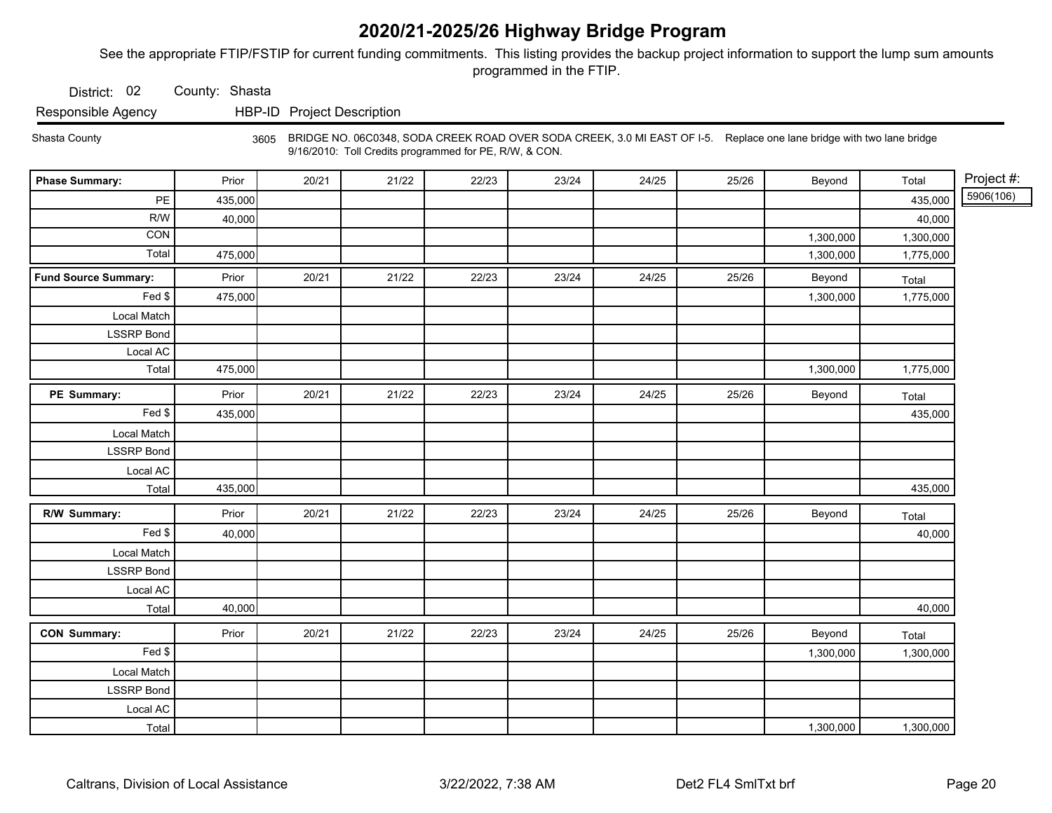# 2020/21-2025/26 Highway Bridge Program

See the appropriate FTIP/FSTIP for current funding commitments. This listing provides the backup project information to support the lump sum amounts programmed in the FTIP.

District: 02 County: Shasta

| Responsible Agency | HBP-ID | Project Description |
|---|---|---|
| Shasta County | 3605 | BRIDGE NO. 06C0348, SODA CREEK ROAD OVER SODA CREEK, 3.0 MI EAST OF I-5. Replace one lane bridge with two lane bridge 9/16/2010: Toll Credits programmed for PE, R/W, & CON. |

Project #: 5906(106)

| Phase Summary: | Prior | 20/21 | 21/22 | 22/23 | 23/24 | 24/25 | 25/26 | Beyond | Total |
|---|---|---|---|---|---|---|---|---|---|
| PE | 435,000 | | | | | | | | 435,000 |
| R/W | 40,000 | | | | | | | | 40,000 |
| CON | | | | | | | | 1,300,000 | 1,300,000 |
| Total | 475,000 | | | | | | | 1,300,000 | 1,775,000 |

| Fund Source Summary: | Prior | 20/21 | 21/22 | 22/23 | 23/24 | 24/25 | 25/26 | Beyond | Total |
|---|---|---|---|---|---|---|---|---|---|
| Fed $ | 475,000 | | | | | | | 1,300,000 | 1,775,000 |
| Local Match | | | | | | | | | |
| LSSRP Bond | | | | | | | | | |
| Local AC | | | | | | | | | |
| Total | 475,000 | | | | | | | 1,300,000 | 1,775,000 |

| PE Summary: | Prior | 20/21 | 21/22 | 22/23 | 23/24 | 24/25 | 25/26 | Beyond | Total |
|---|---|---|---|---|---|---|---|---|---|
| Fed $ | 435,000 | | | | | | | | 435,000 |
| Local Match | | | | | | | | | |
| LSSRP Bond | | | | | | | | | |
| Local AC | | | | | | | | | |
| Total | 435,000 | | | | | | | | 435,000 |

| R/W Summary: | Prior | 20/21 | 21/22 | 22/23 | 23/24 | 24/25 | 25/26 | Beyond | Total |
|---|---|---|---|---|---|---|---|---|---|
| Fed $ | 40,000 | | | | | | | | 40,000 |
| Local Match | | | | | | | | | |
| LSSRP Bond | | | | | | | | | |
| Local AC | | | | | | | | | |
| Total | 40,000 | | | | | | | | 40,000 |

| CON Summary: | Prior | 20/21 | 21/22 | 22/23 | 23/24 | 24/25 | 25/26 | Beyond | Total |
|---|---|---|---|---|---|---|---|---|---|
| Fed $ | | | | | | | | 1,300,000 | 1,300,000 |
| Local Match | | | | | | | | | |
| LSSRP Bond | | | | | | | | | |
| Local AC | | | | | | | | | |
| Total | | | | | | | | 1,300,000 | 1,300,000 |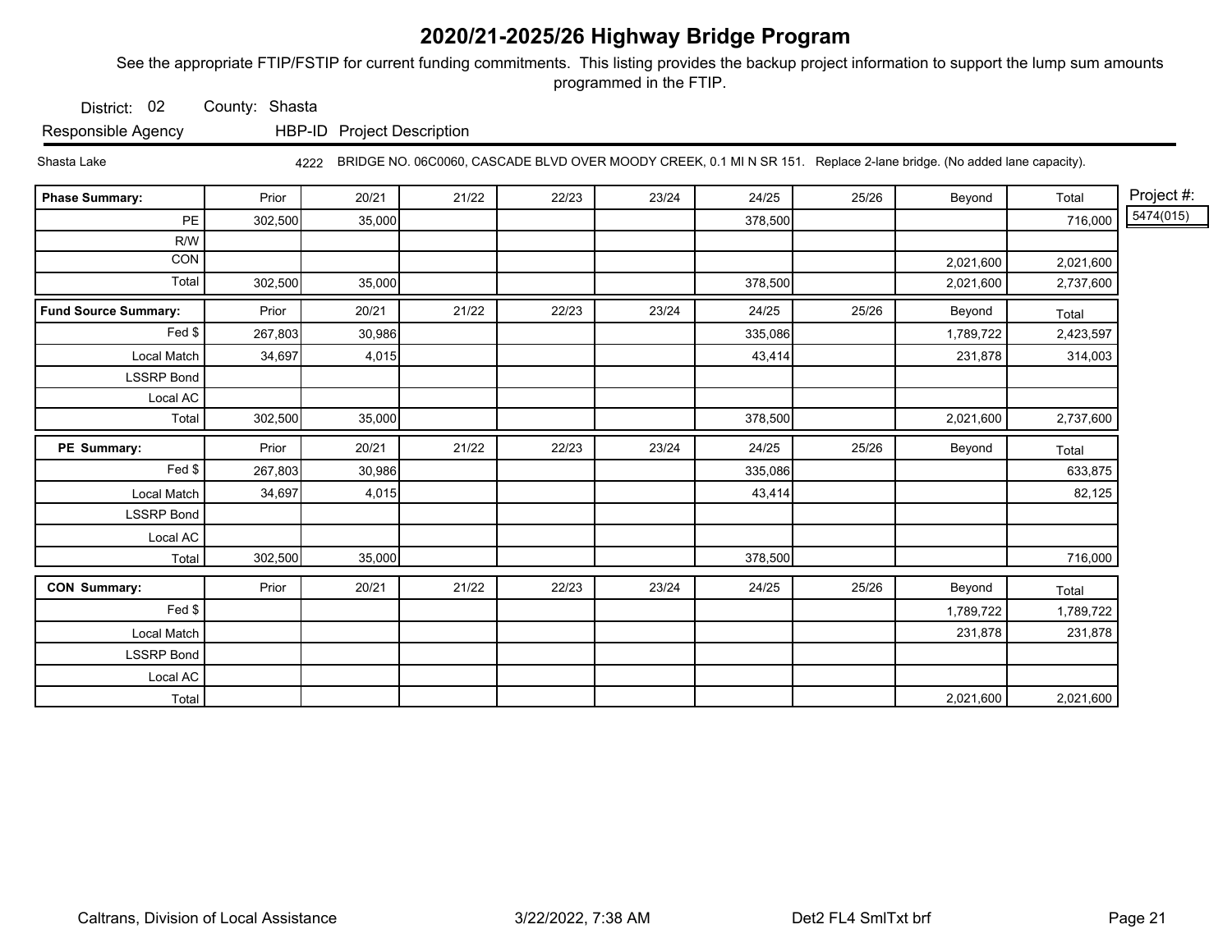# 2020/21-2025/26 Highway Bridge Program

See the appropriate FTIP/FSTIP for current funding commitments. This listing provides the backup project information to support the lump sum amounts programmed in the FTIP.

District: 02 County: Shasta

Responsible Agency | HBP-ID | Project Description

Shasta Lake | 4222 | BRIDGE NO. 06C0060, CASCADE BLVD OVER MOODY CREEK, 0.1 MI N SR 151. Replace 2-lane bridge. (No added lane capacity).

Project #: 5474(015)

| Phase Summary: | Prior | 20/21 | 21/22 | 22/23 | 23/24 | 24/25 | 25/26 | Beyond | Total |
|---|---|---|---|---|---|---|---|---|---|
| PE | 302,500 | 35,000 | | | | 378,500 | | | 716,000 |
| R/W | | | | | | | | | |
| CON | | | | | | | | 2,021,600 | 2,021,600 |
| Total | 302,500 | 35,000 | | | | 378,500 | | 2,021,600 | 2,737,600 |

| Fund Source Summary: | Prior | 20/21 | 21/22 | 22/23 | 23/24 | 24/25 | 25/26 | Beyond | Total |
|---|---|---|---|---|---|---|---|---|---|
| Fed $ | 267,803 | 30,986 | | | | 335,086 | | 1,789,722 | 2,423,597 |
| Local Match | 34,697 | 4,015 | | | | 43,414 | | 231,878 | 314,003 |
| LSSRP Bond | | | | | | | | | |
| Local AC | | | | | | | | | |
| Total | 302,500 | 35,000 | | | | 378,500 | | 2,021,600 | 2,737,600 |

| PE Summary: | Prior | 20/21 | 21/22 | 22/23 | 23/24 | 24/25 | 25/26 | Beyond | Total |
|---|---|---|---|---|---|---|---|---|---|
| Fed $ | 267,803 | 30,986 | | | | 335,086 | | | 633,875 |
| Local Match | 34,697 | 4,015 | | | | 43,414 | | | 82,125 |
| LSSRP Bond | | | | | | | | | |
| Local AC | | | | | | | | | |
| Total | 302,500 | 35,000 | | | | 378,500 | | | 716,000 |

| CON Summary: | Prior | 20/21 | 21/22 | 22/23 | 23/24 | 24/25 | 25/26 | Beyond | Total |
|---|---|---|---|---|---|---|---|---|---|
| Fed $ | | | | | | | | 1,789,722 | 1,789,722 |
| Local Match | | | | | | | | 231,878 | 231,878 |
| LSSRP Bond | | | | | | | | | |
| Local AC | | | | | | | | | |
| Total | | | | | | | | 2,021,600 | 2,021,600 |

Caltrans, Division of Local Assistance 3/22/2022, 7:38 AM Det2 FL4 SmlTxt brf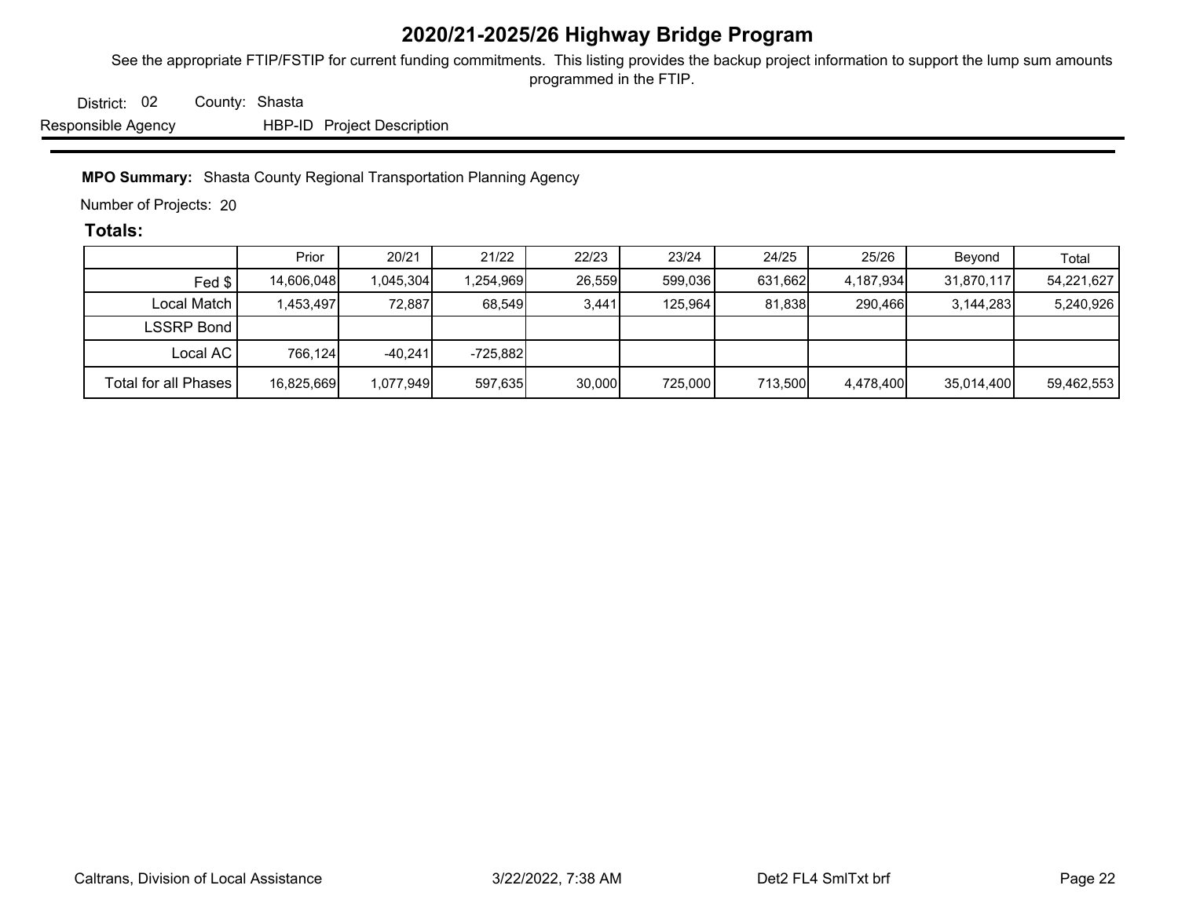# 2020/21-2025/26 Highway Bridge Program

See the appropriate FTIP/FSTIP for current funding commitments. This listing provides the backup project information to support the lump sum amounts programmed in the FTIP.

District: 02 County: Shasta

Responsible Agency HBP-ID Project Description

**MPO Summary:** Shasta County Regional Transportation Planning Agency

Number of Projects: 20

### Totals:

| | Prior | 20/21 | 21/22 | 22/23 | 23/24 | 24/25 | 25/26 | Beyond | Total |
|---|---|---|---|---|---|---|---|---|---|
| Fed $ | 14,606,048 | 1,045,304 | 1,254,969 | 26,559 | 599,036 | 631,662 | 4,187,934 | 31,870,117 | 54,221,627 |
| Local Match | 1,453,497 | 72,887 | 68,549 | 3,441 | 125,964 | 81,838 | 290,466 | 3,144,283 | 5,240,926 |
| LSSRP Bond | | | | | | | | | |
| Local AC | 766,124 | -40,241 | -725,882 | | | | | | |
| Total for all Phases | 16,825,669 | 1,077,949 | 597,635 | 30,000 | 725,000 | 713,500 | 4,478,400 | 35,014,400 | 59,462,553 |

Caltrans, Division of Local Assistance 3/22/2022, 7:38 AM Det2 FL4 SmlTxt brf